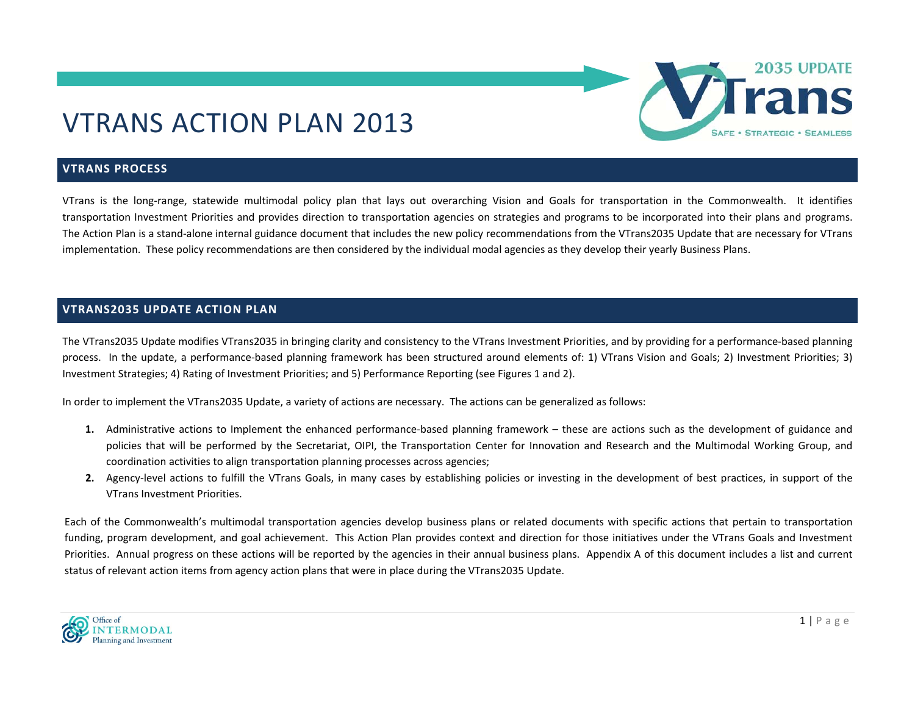# VTRANS ACTION PLAN 2013

## VTRANS PROCESS

VTrans is the long-range, statewide multimodal policy plan that lays out overarching Vision and Goals for transportation in the Commonwealth. It identifies transportation Investment Priorities and provides direction to transportation agencies on strategies and programs to be incorporated into their plans and programs. The Action Plan is a stand-alone internal guidance document that includes the new policy recommendations from the VTrans2035 Update that are necessary for VTrans implementation. These policy recommendations are then considered by the individual modal agencies as they develop their yearly Business Plans.

## VTRANS2035 UPDATE ACTION PLAN

The VTrans2035 Update modifies VTrans2035 in bringing clarity and consistency to the VTrans Investment Priorities, and by providing for a performance-based planning process. In the update, a performance-based planning framework has been structured around elements of: 1) VTrans Vision and Goals; 2) Investment Priorities; 3) Investment Strategies; 4) Rating of Investment Priorities; and 5) Performance Reporting (see Figures 1 and 2).

In order to implement the VTrans2035 Update, a variety of actions are necessary. The actions can be generalized as follows:

1. Administrative actions to Implement the enhanced performance-based planning framework – these are actions such as the development of guidance and policies that will be performed by the Secretariat, OIPI, the Transportation Center for Innovation and Research and the Multimodal Working Group, and coordination activities to align transportation planning processes across agencies;
2. Agency-level actions to fulfill the VTrans Goals, in many cases by establishing policies or investing in the development of best practices, in support of the VTrans Investment Priorities.

Each of the Commonwealth's multimodal transportation agencies develop business plans or related documents with specific actions that pertain to transportation funding, program development, and goal achievement. This Action Plan provides context and direction for those initiatives under the VTrans Goals and Investment Priorities. Annual progress on these actions will be reported by the agencies in their annual business plans. Appendix A of this document includes a list and current status of relevant action items from agency action plans that were in place during the VTrans2035 Update.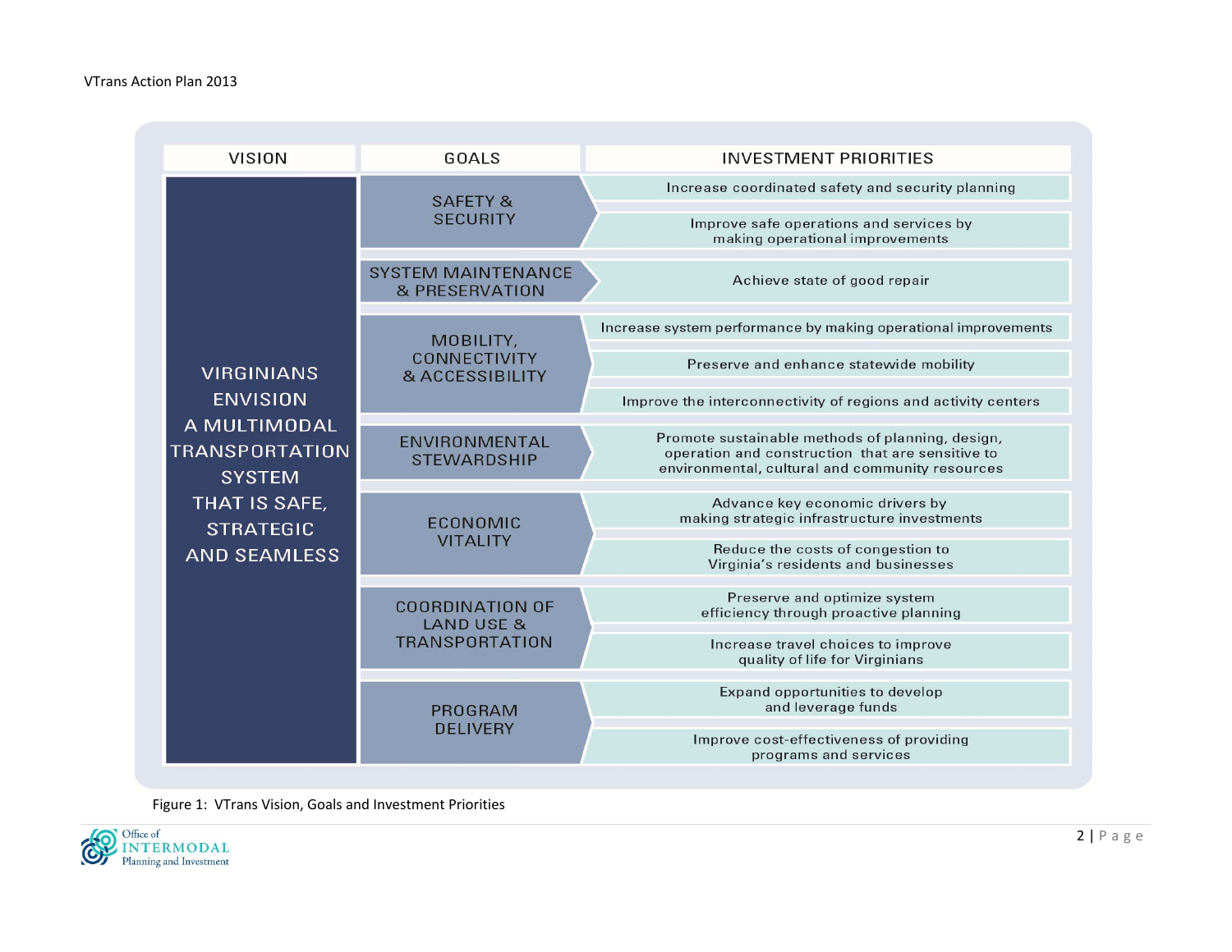| VISION | GOALS | INVESTMENT PRIORITIES |
|---|---|---|
| VIRGINIANS ENVISION A MULTIMODAL TRANSPORTATION SYSTEM THAT IS SAFE, STRATEGIC AND SEAMLESS | SAFETY & SECURITY | Increase coordinated safety and security planning |
| | | Improve safe operations and services by making operational improvements |
| | SYSTEM MAINTENANCE & PRESERVATION | Achieve state of good repair |
| | MOBILITY, CONNECTIVITY & ACCESSIBILITY | Increase system performance by making operational improvements |
| | | Preserve and enhance statewide mobility |
| | | Improve the interconnectivity of regions and activity centers |
| | ENVIRONMENTAL STEWARDSHIP | Promote sustainable methods of planning, design, operation and construction that are sensitive to environmental, cultural and community resources |
| | ECONOMIC VITALITY | Advance key economic drivers by making strategic infrastructure investments |
| | | Reduce the costs of congestion to Virginia's residents and businesses |
| | COORDINATION OF LAND USE & TRANSPORTATION | Preserve and optimize system efficiency through proactive planning |
| | | Increase travel choices to improve quality of life for Virginians |
| | PROGRAM DELIVERY | Expand opportunities to develop and leverage funds |
| | | Improve cost-effectiveness of providing programs and services |

Figure 1: VTrans Vision, Goals and Investment Priorities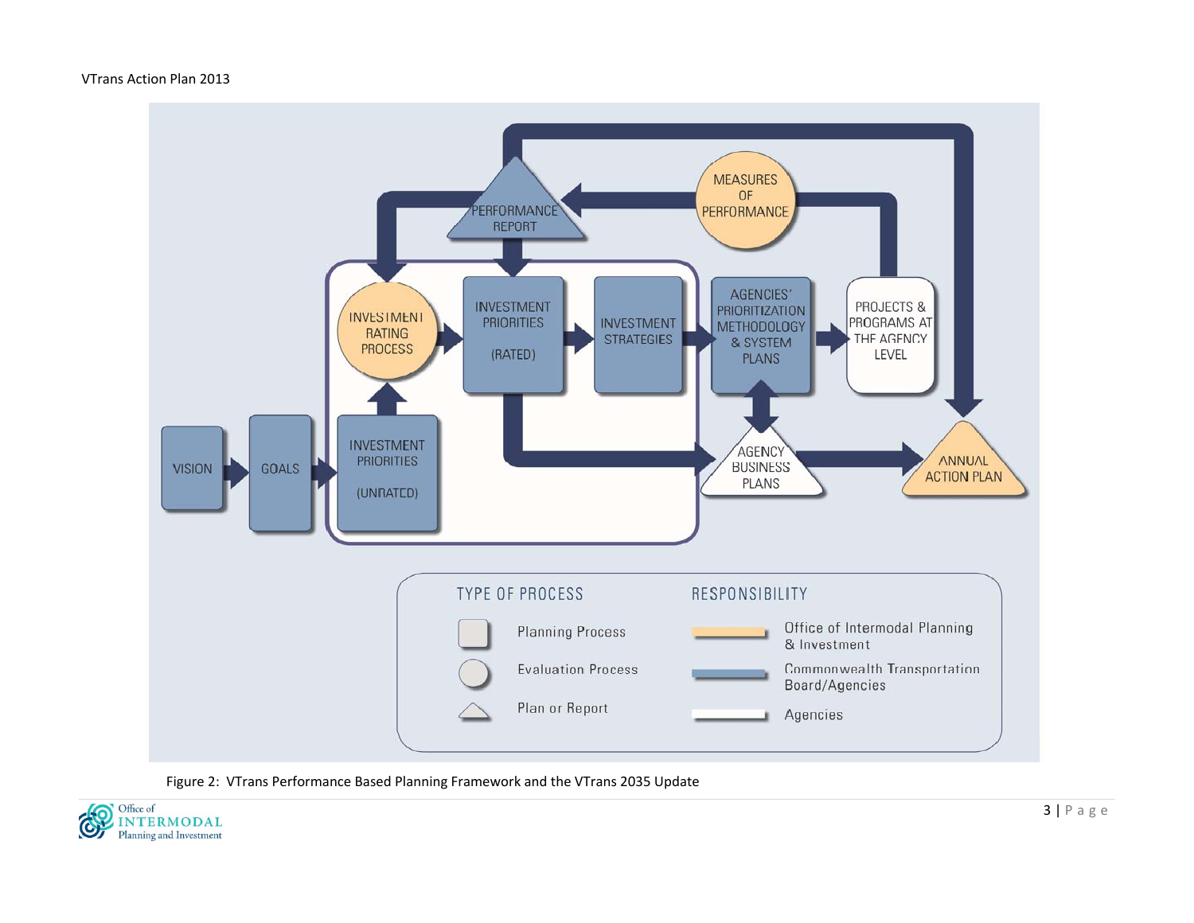VISION

GOALS

INVESTMENT PRIORITIES (UNRATED)

INVESTMENT RATING PROCESS

INVESTMENT PRIORITIES (RATED)

INVESTMENT STRATEGIES

AGENCIES' PRIORITIZATION METHODOLOGY & SYSTEM PLANS

PROJECTS & PROGRAMS AT THE AGENCY LEVEL

PERFORMANCE REPORT

MEASURES OF PERFORMANCE

AGENCY BUSINESS PLANS

ANNUAL ACTION PLAN

TYPE OF PROCESS

Planning Process

Evaluation Process

Plan or Report

RESPONSIBILITY

Office of Intermodal Planning & Investment

Commonwealth Transportation Board/Agencies

Agencies

Figure 2: VTrans Performance Based Planning Framework and the VTrans 2035 Update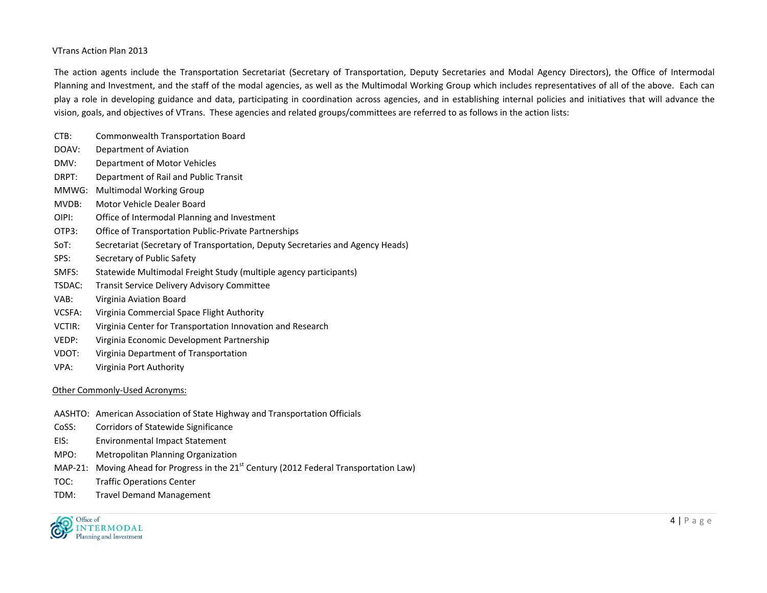The action agents include the Transportation Secretariat (Secretary of Transportation, Deputy Secretaries and Modal Agency Directors), the Office of Intermodal Planning and Investment, and the staff of the modal agencies, as well as the Multimodal Working Group which includes representatives of all of the above. Each can play a role in developing guidance and data, participating in coordination across agencies, and in establishing internal policies and initiatives that will advance the vision, goals, and objectives of VTrans. These agencies and related groups/committees are referred to as follows in the action lists:

CTB: Commonwealth Transportation Board
DOAV: Department of Aviation
DMV: Department of Motor Vehicles
DRPT: Department of Rail and Public Transit
MMWG: Multimodal Working Group
MVDB: Motor Vehicle Dealer Board
OIPI: Office of Intermodal Planning and Investment
OTP3: Office of Transportation Public-Private Partnerships
SoT: Secretariat (Secretary of Transportation, Deputy Secretaries and Agency Heads)
SPS: Secretary of Public Safety
SMFS: Statewide Multimodal Freight Study (multiple agency participants)
TSDAC: Transit Service Delivery Advisory Committee
VAB: Virginia Aviation Board
VCSFA: Virginia Commercial Space Flight Authority
VCTIR: Virginia Center for Transportation Innovation and Research
VEDP: Virginia Economic Development Partnership
VDOT: Virginia Department of Transportation
VPA: Virginia Port Authority

Other Commonly-Used Acronyms:

AASHTO: American Association of State Highway and Transportation Officials
CoSS: Corridors of Statewide Significance
EIS: Environmental Impact Statement
MPO: Metropolitan Planning Organization
MAP-21: Moving Ahead for Progress in the 21st Century (2012 Federal Transportation Law)
TOC: Traffic Operations Center
TDM: Travel Demand Management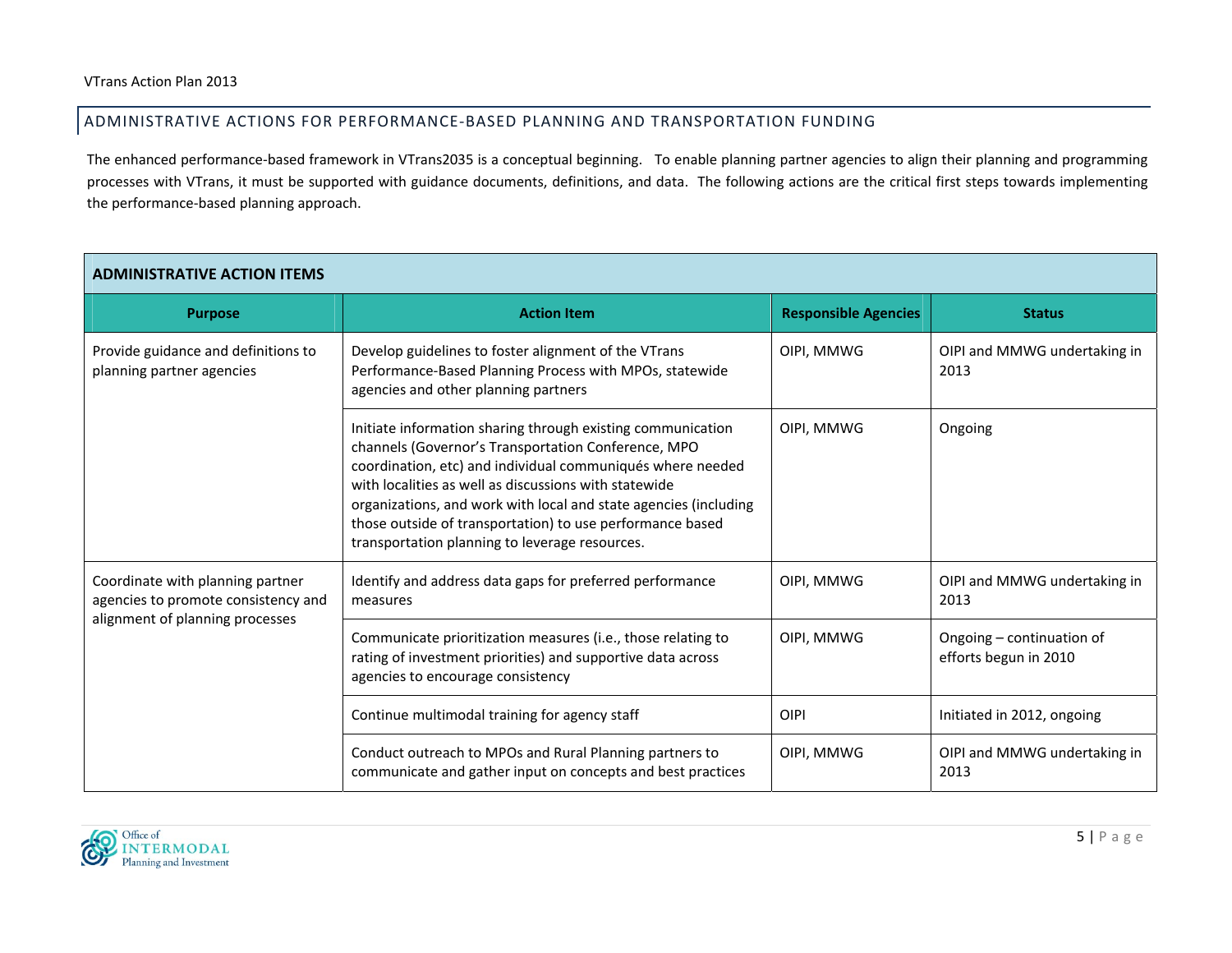## ADMINISTRATIVE ACTIONS FOR PERFORMANCE-BASED PLANNING AND TRANSPORTATION FUNDING

The enhanced performance-based framework in VTrans2035 is a conceptual beginning. To enable planning partner agencies to align their planning and programming processes with VTrans, it must be supported with guidance documents, definitions, and data. The following actions are the critical first steps towards implementing the performance-based planning approach.

**ADMINISTRATIVE ACTION ITEMS**

| Purpose | Action Item | Responsible Agencies | Status |
|---|---|---|---|
| Provide guidance and definitions to planning partner agencies | Develop guidelines to foster alignment of the VTrans Performance-Based Planning Process with MPOs, statewide agencies and other planning partners | OIPI, MMWG | OIPI and MMWG undertaking in 2013 |
| | Initiate information sharing through existing communication channels (Governor's Transportation Conference, MPO coordination, etc) and individual communiqués where needed with localities as well as discussions with statewide organizations, and work with local and state agencies (including those outside of transportation) to use performance based transportation planning to leverage resources. | OIPI, MMWG | Ongoing |
| Coordinate with planning partner agencies to promote consistency and alignment of planning processes | Identify and address data gaps for preferred performance measures | OIPI, MMWG | OIPI and MMWG undertaking in 2013 |
| | Communicate prioritization measures (i.e., those relating to rating of investment priorities) and supportive data across agencies to encourage consistency | OIPI, MMWG | Ongoing – continuation of efforts begun in 2010 |
| | Continue multimodal training for agency staff | OIPI | Initiated in 2012, ongoing |
| | Conduct outreach to MPOs and Rural Planning partners to communicate and gather input on concepts and best practices | OIPI, MMWG | OIPI and MMWG undertaking in 2013 |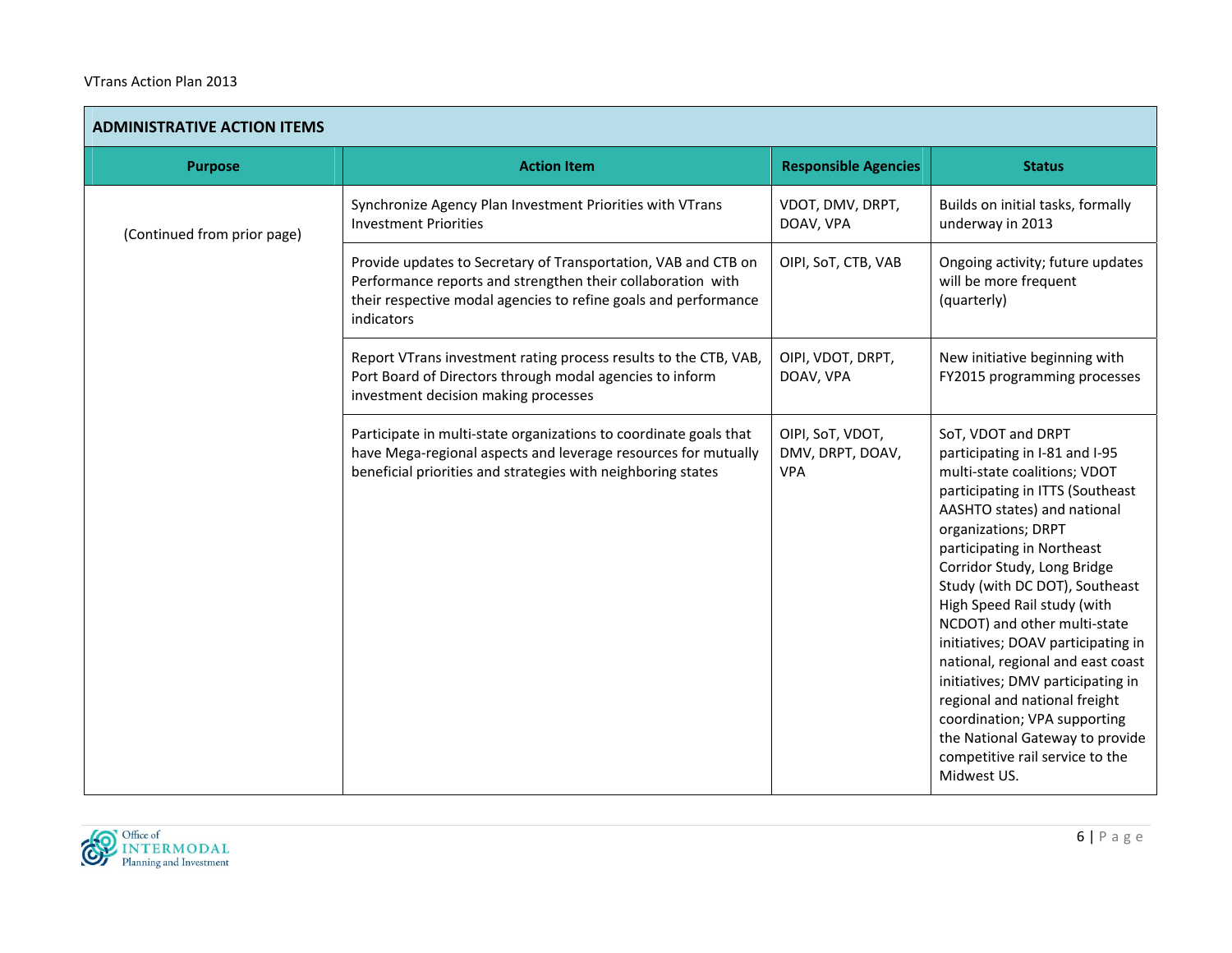| ADMINISTRATIVE ACTION ITEMS | | | |
|---|---|---|---|
| **Purpose** | **Action Item** | **Responsible Agencies** | **Status** |
| (Continued from prior page) | Synchronize Agency Plan Investment Priorities with VTrans Investment Priorities | VDOT, DMV, DRPT, DOAV, VPA | Builds on initial tasks, formally underway in 2013 |
| | Provide updates to Secretary of Transportation, VAB and CTB on Performance reports and strengthen their collaboration with their respective modal agencies to refine goals and performance indicators | OIPI, SoT, CTB, VAB | Ongoing activity; future updates will be more frequent (quarterly) |
| | Report VTrans investment rating process results to the CTB, VAB, Port Board of Directors through modal agencies to inform investment decision making processes | OIPI, VDOT, DRPT, DOAV, VPA | New initiative beginning with FY2015 programming processes |
| | Participate in multi-state organizations to coordinate goals that have Mega-regional aspects and leverage resources for mutually beneficial priorities and strategies with neighboring states | OIPI, SoT, VDOT, DMV, DRPT, DOAV, VPA | SoT, VDOT and DRPT participating in I-81 and I-95 multi-state coalitions; VDOT participating in ITTS (Southeast AASHTO states) and national organizations; DRPT participating in Northeast Corridor Study, Long Bridge Study (with DC DOT), Southeast High Speed Rail study (with NCDOT) and other multi-state initiatives; DOAV participating in national, regional and east coast initiatives; DMV participating in regional and national freight coordination; VPA supporting the National Gateway to provide competitive rail service to the Midwest US. |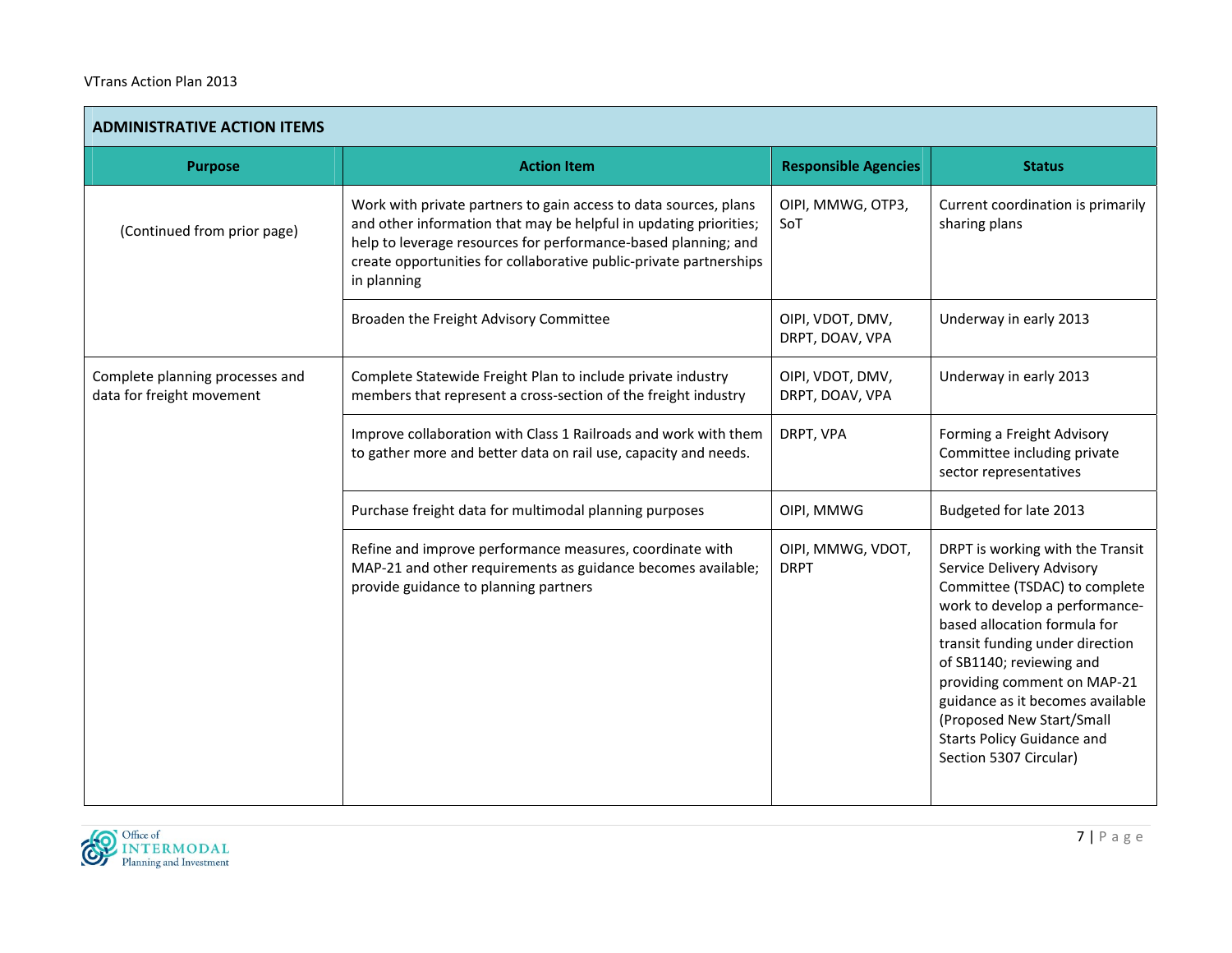| ADMINISTRATIVE ACTION ITEMS | | | |
|---|---|---|---|
| **Purpose** | **Action Item** | **Responsible Agencies** | **Status** |
| (Continued from prior page) | Work with private partners to gain access to data sources, plans and other information that may be helpful in updating priorities; help to leverage resources for performance-based planning; and create opportunities for collaborative public-private partnerships in planning | OIPI, MMWG, OTP3, SoT | Current coordination is primarily sharing plans |
| | Broaden the Freight Advisory Committee | OIPI, VDOT, DMV, DRPT, DOAV, VPA | Underway in early 2013 |
| Complete planning processes and data for freight movement | Complete Statewide Freight Plan to include private industry members that represent a cross-section of the freight industry | OIPI, VDOT, DMV, DRPT, DOAV, VPA | Underway in early 2013 |
| | Improve collaboration with Class 1 Railroads and work with them to gather more and better data on rail use, capacity and needs. | DRPT, VPA | Forming a Freight Advisory Committee including private sector representatives |
| | Purchase freight data for multimodal planning purposes | OIPI, MMWG | Budgeted for late 2013 |
| | Refine and improve performance measures, coordinate with MAP-21 and other requirements as guidance becomes available; provide guidance to planning partners | OIPI, MMWG, VDOT, DRPT | DRPT is working with the Transit Service Delivery Advisory Committee (TSDAC) to complete work to develop a performance-based allocation formula for transit funding under direction of SB1140; reviewing and providing comment on MAP-21 guidance as it becomes available (Proposed New Start/Small Starts Policy Guidance and Section 5307 Circular) |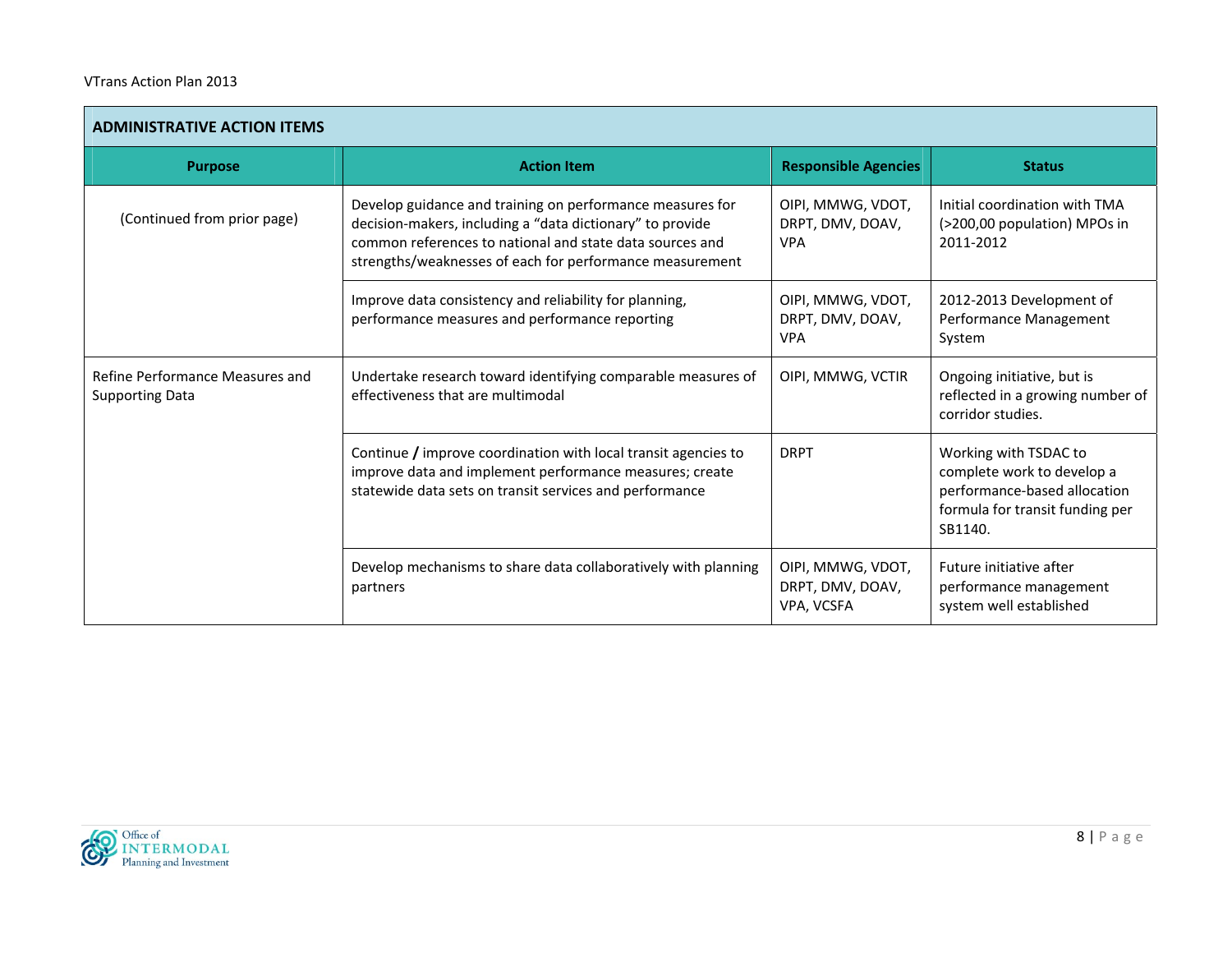## ADMINISTRATIVE ACTION ITEMS

| Purpose | Action Item | Responsible Agencies | Status |
|---|---|---|---|
| (Continued from prior page) | Develop guidance and training on performance measures for decision-makers, including a “data dictionary” to provide common references to national and state data sources and strengths/weaknesses of each for performance measurement | OIPI, MMWG, VDOT, DRPT, DMV, DOAV, VPA | Initial coordination with TMA (>200,00 population) MPOs in 2011-2012 |
| | Improve data consistency and reliability for planning, performance measures and performance reporting | OIPI, MMWG, VDOT, DRPT, DMV, DOAV, VPA | 2012-2013 Development of Performance Management System |
| Refine Performance Measures and Supporting Data | Undertake research toward identifying comparable measures of effectiveness that are multimodal | OIPI, MMWG, VCTIR | Ongoing initiative, but is reflected in a growing number of corridor studies. |
| | Continue **/** improve coordination with local transit agencies to improve data and implement performance measures; create statewide data sets on transit services and performance | DRPT | Working with TSDAC to complete work to develop a performance-based allocation formula for transit funding per SB1140. |
| | Develop mechanisms to share data collaboratively with planning partners | OIPI, MMWG, VDOT, DRPT, DMV, DOAV, VPA, VCSFA | Future initiative after performance management system well established |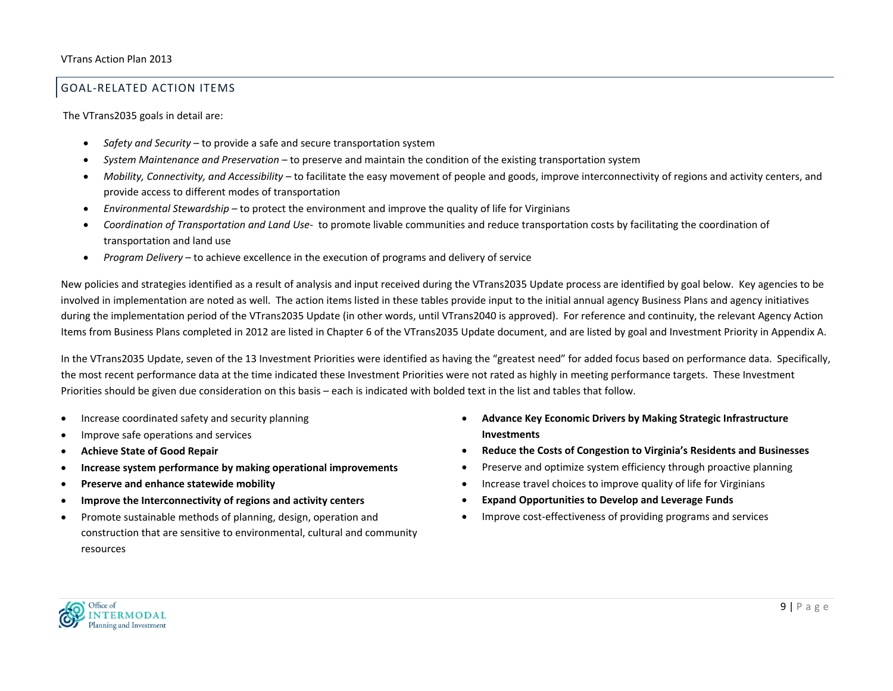## GOAL-RELATED ACTION ITEMS

The VTrans2035 goals in detail are:

- *Safety and Security* – to provide a safe and secure transportation system
- *System Maintenance and Preservation* – to preserve and maintain the condition of the existing transportation system
- *Mobility, Connectivity, and Accessibility* – to facilitate the easy movement of people and goods, improve interconnectivity of regions and activity centers, and provide access to different modes of transportation
- *Environmental Stewardship* – to protect the environment and improve the quality of life for Virginians
- *Coordination of Transportation and Land Use*- to promote livable communities and reduce transportation costs by facilitating the coordination of transportation and land use
- *Program Delivery* – to achieve excellence in the execution of programs and delivery of service

New policies and strategies identified as a result of analysis and input received during the VTrans2035 Update process are identified by goal below. Key agencies to be involved in implementation are noted as well. The action items listed in these tables provide input to the initial annual agency Business Plans and agency initiatives during the implementation period of the VTrans2035 Update (in other words, until VTrans2040 is approved). For reference and continuity, the relevant Agency Action Items from Business Plans completed in 2012 are listed in Chapter 6 of the VTrans2035 Update document, and are listed by goal and Investment Priority in Appendix A.

In the VTrans2035 Update, seven of the 13 Investment Priorities were identified as having the "greatest need" for added focus based on performance data. Specifically, the most recent performance data at the time indicated these Investment Priorities were not rated as highly in meeting performance targets. These Investment Priorities should be given due consideration on this basis – each is indicated with bolded text in the list and tables that follow.

- Increase coordinated safety and security planning
- Improve safe operations and services
- **Achieve State of Good Repair**
- **Increase system performance by making operational improvements**
- **Preserve and enhance statewide mobility**
- **Improve the Interconnectivity of regions and activity centers**
- Promote sustainable methods of planning, design, operation and construction that are sensitive to environmental, cultural and community resources
- **Advance Key Economic Drivers by Making Strategic Infrastructure Investments**
- **Reduce the Costs of Congestion to Virginia's Residents and Businesses**
- Preserve and optimize system efficiency through proactive planning
- Increase travel choices to improve quality of life for Virginians
- **Expand Opportunities to Develop and Leverage Funds**
- Improve cost-effectiveness of providing programs and services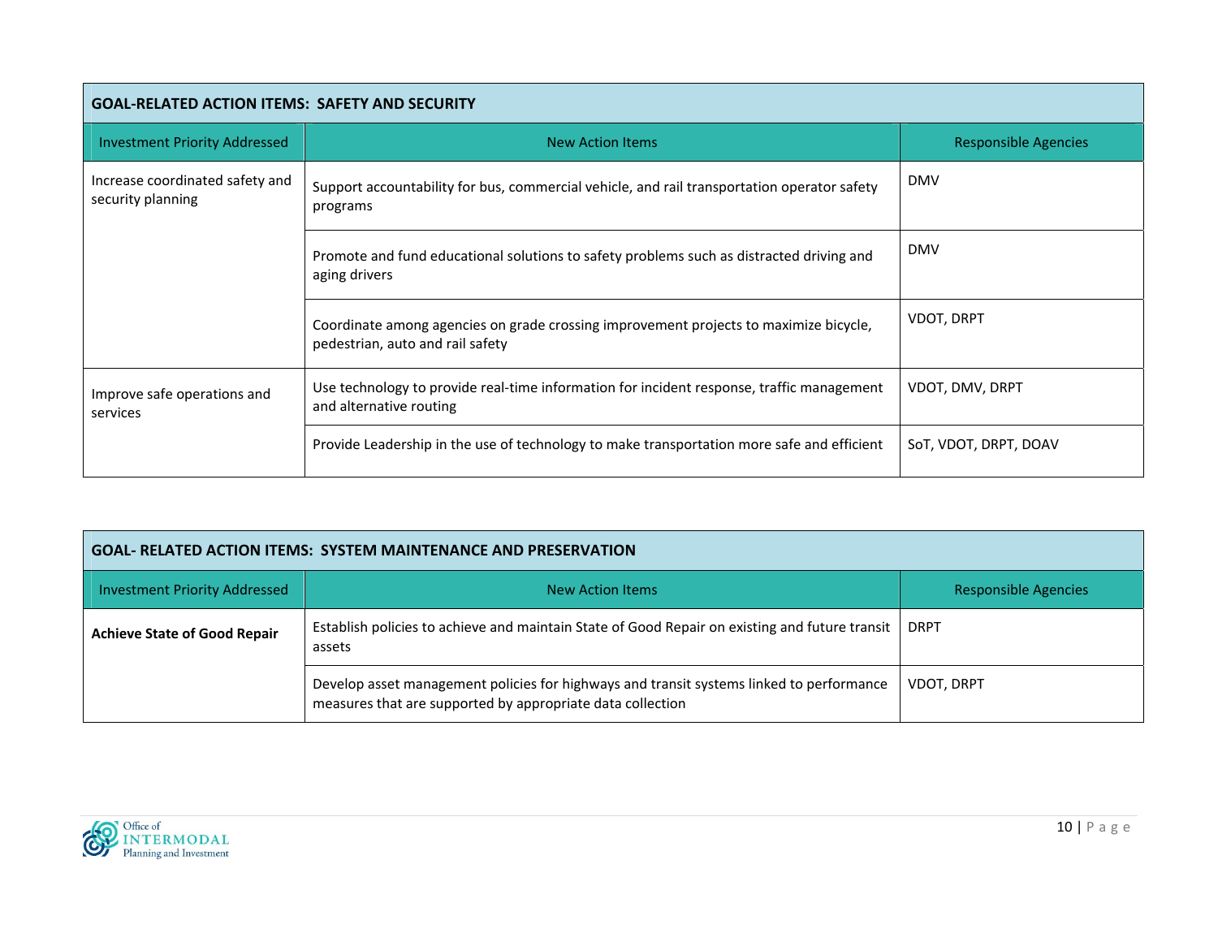| GOAL-RELATED ACTION ITEMS: SAFETY AND SECURITY | | |
|---|---|---|
| Investment Priority Addressed | New Action Items | Responsible Agencies |
| Increase coordinated safety and security planning | Support accountability for bus, commercial vehicle, and rail transportation operator safety programs | DMV |
| | Promote and fund educational solutions to safety problems such as distracted driving and aging drivers | DMV |
| | Coordinate among agencies on grade crossing improvement projects to maximize bicycle, pedestrian, auto and rail safety | VDOT, DRPT |
| Improve safe operations and services | Use technology to provide real-time information for incident response, traffic management and alternative routing | VDOT, DMV, DRPT |
| | Provide Leadership in the use of technology to make transportation more safe and efficient | SoT, VDOT, DRPT, DOAV |

| GOAL- RELATED ACTION ITEMS: SYSTEM MAINTENANCE AND PRESERVATION | | |
|---|---|---|
| Investment Priority Addressed | New Action Items | Responsible Agencies |
| **Achieve State of Good Repair** | Establish policies to achieve and maintain State of Good Repair on existing and future transit assets | DRPT |
| | Develop asset management policies for highways and transit systems linked to performance measures that are supported by appropriate data collection | VDOT, DRPT |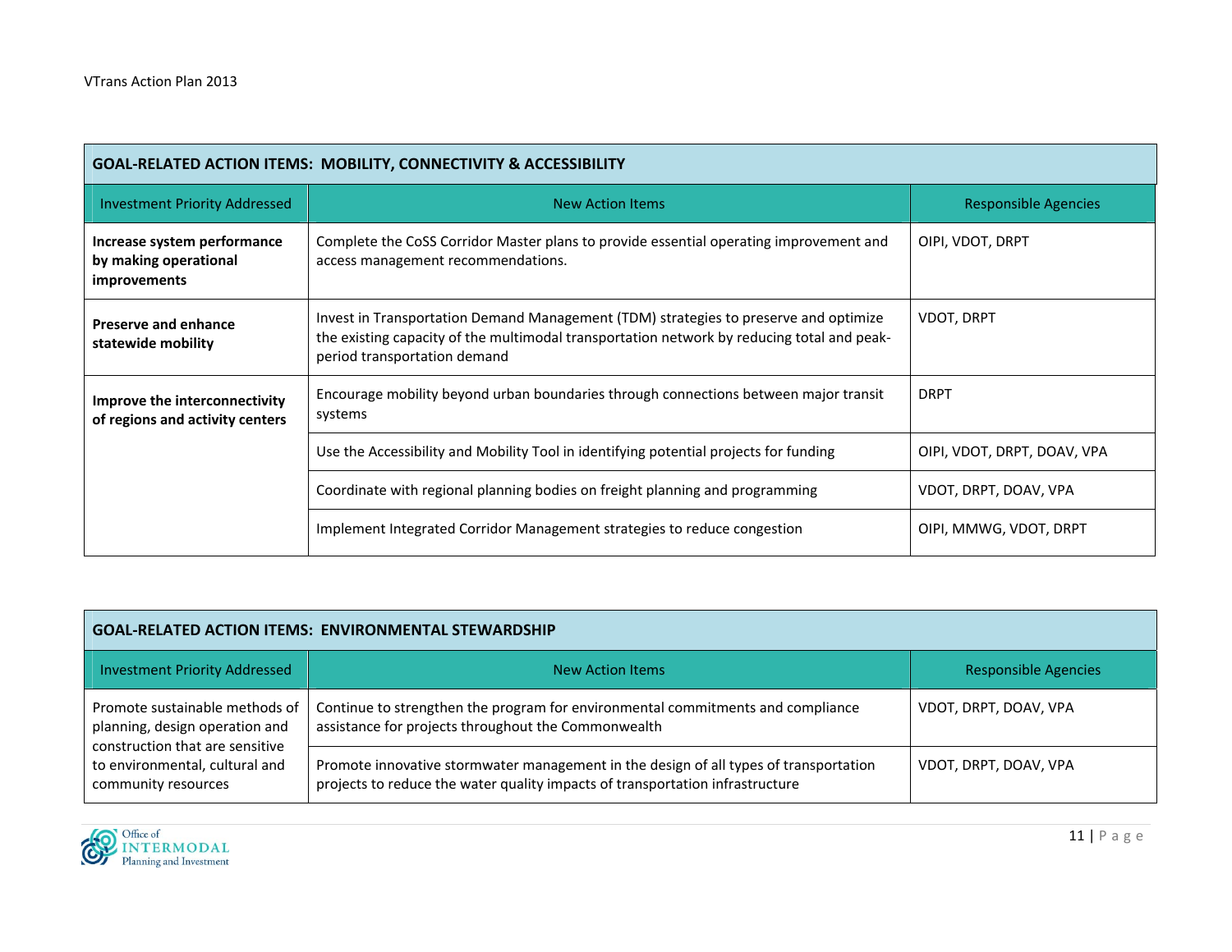| GOAL-RELATED ACTION ITEMS: MOBILITY, CONNECTIVITY & ACCESSIBILITY | | |
|---|---|---|
| Investment Priority Addressed | New Action Items | Responsible Agencies |
| **Increase system performance by making operational improvements** | Complete the CoSS Corridor Master plans to provide essential operating improvement and access management recommendations. | OIPI, VDOT, DRPT |
| **Preserve and enhance statewide mobility** | Invest in Transportation Demand Management (TDM) strategies to preserve and optimize the existing capacity of the multimodal transportation network by reducing total and peak-period transportation demand | VDOT, DRPT |
| **Improve the interconnectivity of regions and activity centers** | Encourage mobility beyond urban boundaries through connections between major transit systems | DRPT |
| | Use the Accessibility and Mobility Tool in identifying potential projects for funding | OIPI, VDOT, DRPT, DOAV, VPA |
| | Coordinate with regional planning bodies on freight planning and programming | VDOT, DRPT, DOAV, VPA |
| | Implement Integrated Corridor Management strategies to reduce congestion | OIPI, MMWG, VDOT, DRPT |

| GOAL-RELATED ACTION ITEMS: ENVIRONMENTAL STEWARDSHIP | | |
|---|---|---|
| Investment Priority Addressed | New Action Items | Responsible Agencies |
| Promote sustainable methods of planning, design operation and construction that are sensitive to environmental, cultural and community resources | Continue to strengthen the program for environmental commitments and compliance assistance for projects throughout the Commonwealth | VDOT, DRPT, DOAV, VPA |
| | Promote innovative stormwater management in the design of all types of transportation projects to reduce the water quality impacts of transportation infrastructure | VDOT, DRPT, DOAV, VPA |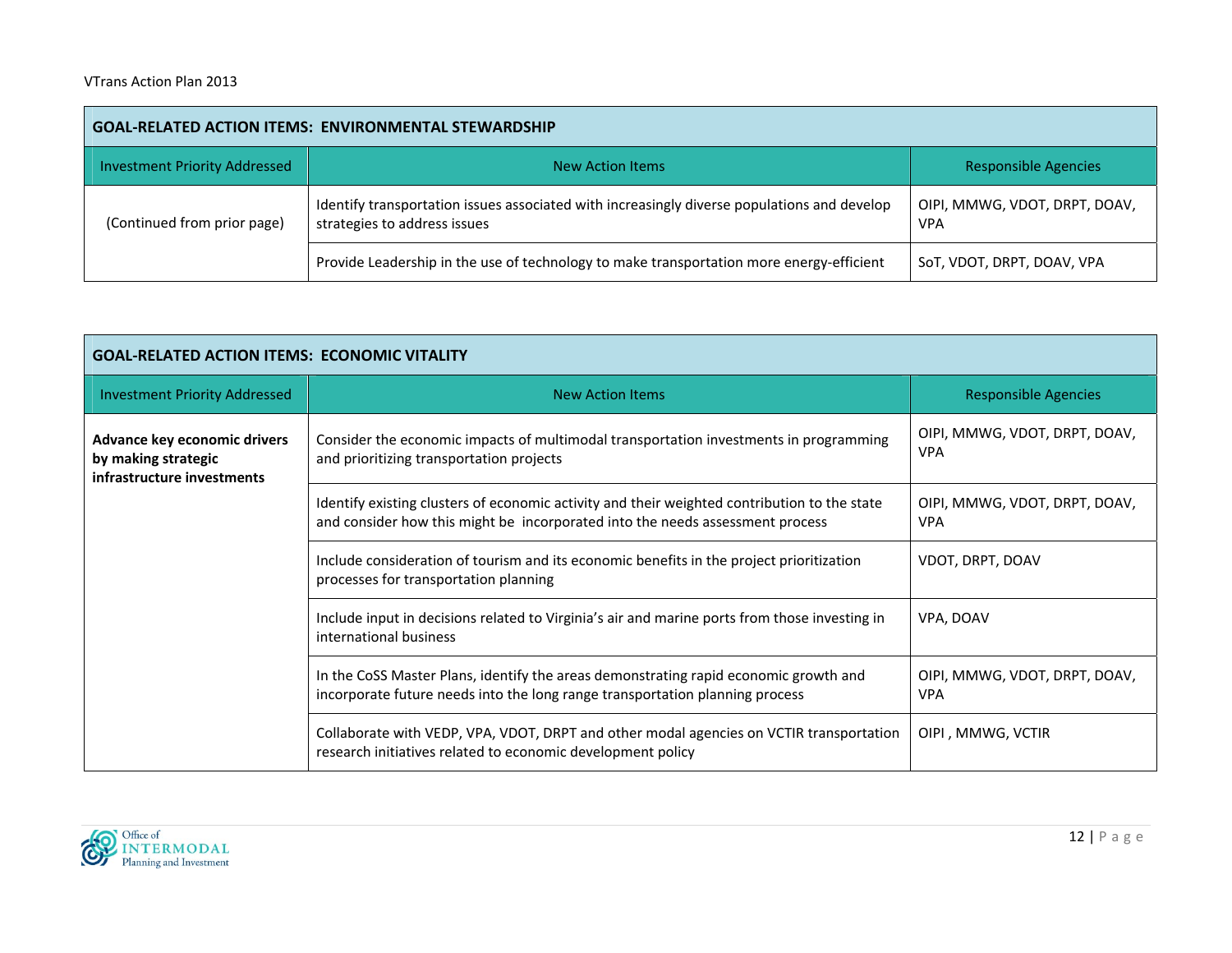| GOAL-RELATED ACTION ITEMS: ENVIRONMENTAL STEWARDSHIP | | |
|---|---|---|
| Investment Priority Addressed | New Action Items | Responsible Agencies |
| (Continued from prior page) | Identify transportation issues associated with increasingly diverse populations and develop strategies to address issues | OIPI, MMWG, VDOT, DRPT, DOAV, VPA |
| | Provide Leadership in the use of technology to make transportation more energy-efficient | SoT, VDOT, DRPT, DOAV, VPA |

| GOAL-RELATED ACTION ITEMS: ECONOMIC VITALITY | | |
|---|---|---|
| Investment Priority Addressed | New Action Items | Responsible Agencies |
| **Advance key economic drivers by making strategic infrastructure investments** | Consider the economic impacts of multimodal transportation investments in programming and prioritizing transportation projects | OIPI, MMWG, VDOT, DRPT, DOAV, VPA |
| | Identify existing clusters of economic activity and their weighted contribution to the state and consider how this might be incorporated into the needs assessment process | OIPI, MMWG, VDOT, DRPT, DOAV, VPA |
| | Include consideration of tourism and its economic benefits in the project prioritization processes for transportation planning | VDOT, DRPT, DOAV |
| | Include input in decisions related to Virginia's air and marine ports from those investing in international business | VPA, DOAV |
| | In the CoSS Master Plans, identify the areas demonstrating rapid economic growth and incorporate future needs into the long range transportation planning process | OIPI, MMWG, VDOT, DRPT, DOAV, VPA |
| | Collaborate with VEDP, VPA, VDOT, DRPT and other modal agencies on VCTIR transportation research initiatives related to economic development policy | OIPI , MMWG, VCTIR |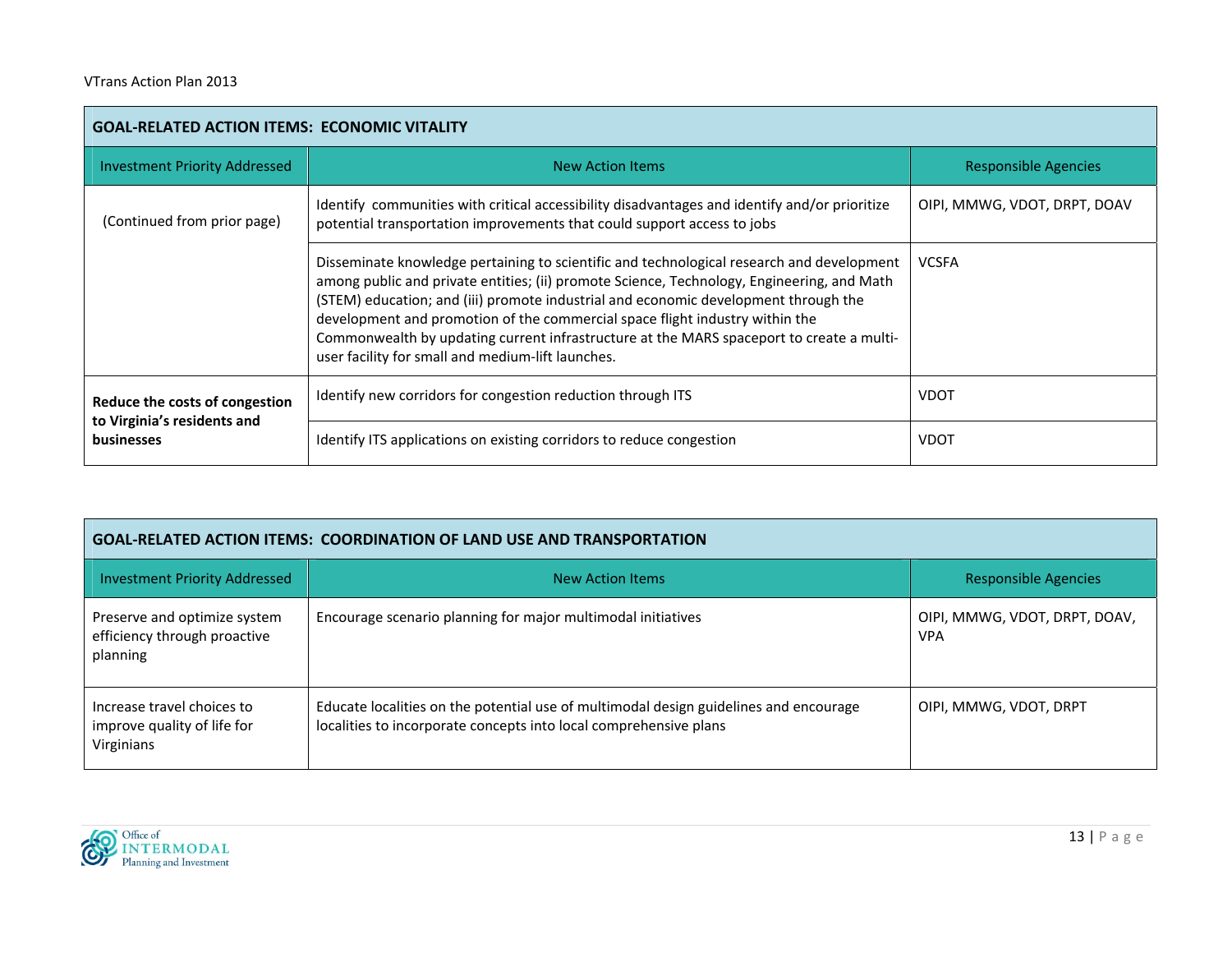| GOAL-RELATED ACTION ITEMS: ECONOMIC VITALITY | | |
|---|---|---|
| Investment Priority Addressed | New Action Items | Responsible Agencies |
| (Continued from prior page) | Identify communities with critical accessibility disadvantages and identify and/or prioritize potential transportation improvements that could support access to jobs | OIPI, MMWG, VDOT, DRPT, DOAV |
| | Disseminate knowledge pertaining to scientific and technological research and development among public and private entities; (ii) promote Science, Technology, Engineering, and Math (STEM) education; and (iii) promote industrial and economic development through the development and promotion of the commercial space flight industry within the Commonwealth by updating current infrastructure at the MARS spaceport to create a multi-user facility for small and medium-lift launches. | VCSFA |
| **Reduce the costs of congestion to Virginia's residents and businesses** | Identify new corridors for congestion reduction through ITS | VDOT |
| | Identify ITS applications on existing corridors to reduce congestion | VDOT |

| GOAL-RELATED ACTION ITEMS: COORDINATION OF LAND USE AND TRANSPORTATION | | |
|---|---|---|
| Investment Priority Addressed | New Action Items | Responsible Agencies |
| Preserve and optimize system efficiency through proactive planning | Encourage scenario planning for major multimodal initiatives | OIPI, MMWG, VDOT, DRPT, DOAV, VPA |
| Increase travel choices to improve quality of life for Virginians | Educate localities on the potential use of multimodal design guidelines and encourage localities to incorporate concepts into local comprehensive plans | OIPI, MMWG, VDOT, DRPT |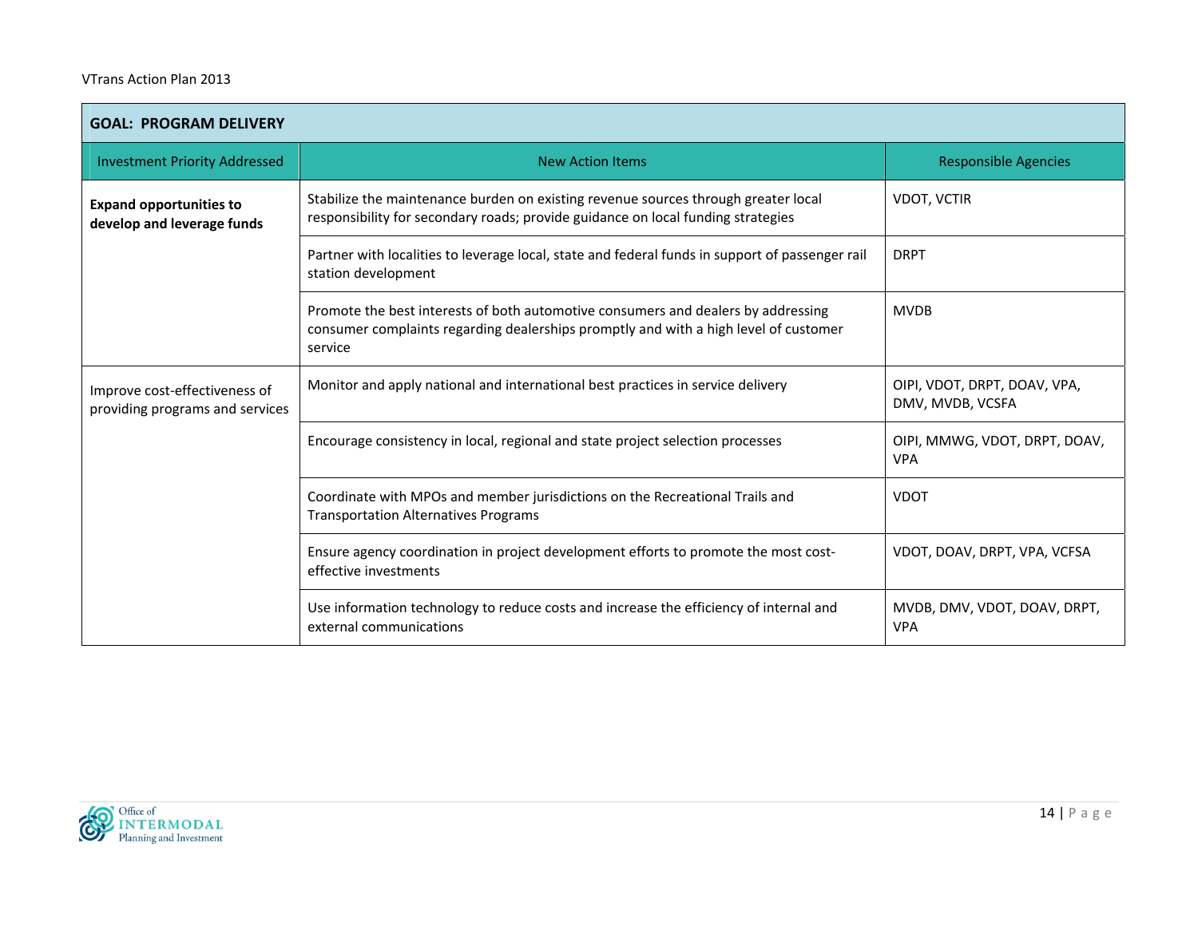| GOAL: PROGRAM DELIVERY | | |
|---|---|---|
| Investment Priority Addressed | New Action Items | Responsible Agencies |
| **Expand opportunities to develop and leverage funds** | Stabilize the maintenance burden on existing revenue sources through greater local responsibility for secondary roads; provide guidance on local funding strategies | VDOT, VCTIR |
| | Partner with localities to leverage local, state and federal funds in support of passenger rail station development | DRPT |
| | Promote the best interests of both automotive consumers and dealers by addressing consumer complaints regarding dealerships promptly and with a high level of customer service | MVDB |
| Improve cost-effectiveness of providing programs and services | Monitor and apply national and international best practices in service delivery | OIPI, VDOT, DRPT, DOAV, VPA, DMV, MVDB, VCSFA |
| | Encourage consistency in local, regional and state project selection processes | OIPI, MMWG, VDOT, DRPT, DOAV, VPA |
| | Coordinate with MPOs and member jurisdictions on the Recreational Trails and Transportation Alternatives Programs | VDOT |
| | Ensure agency coordination in project development efforts to promote the most cost-effective investments | VDOT, DOAV, DRPT, VPA, VCFSA |
| | Use information technology to reduce costs and increase the efficiency of internal and external communications | MVDB, DMV, VDOT, DOAV, DRPT, VPA |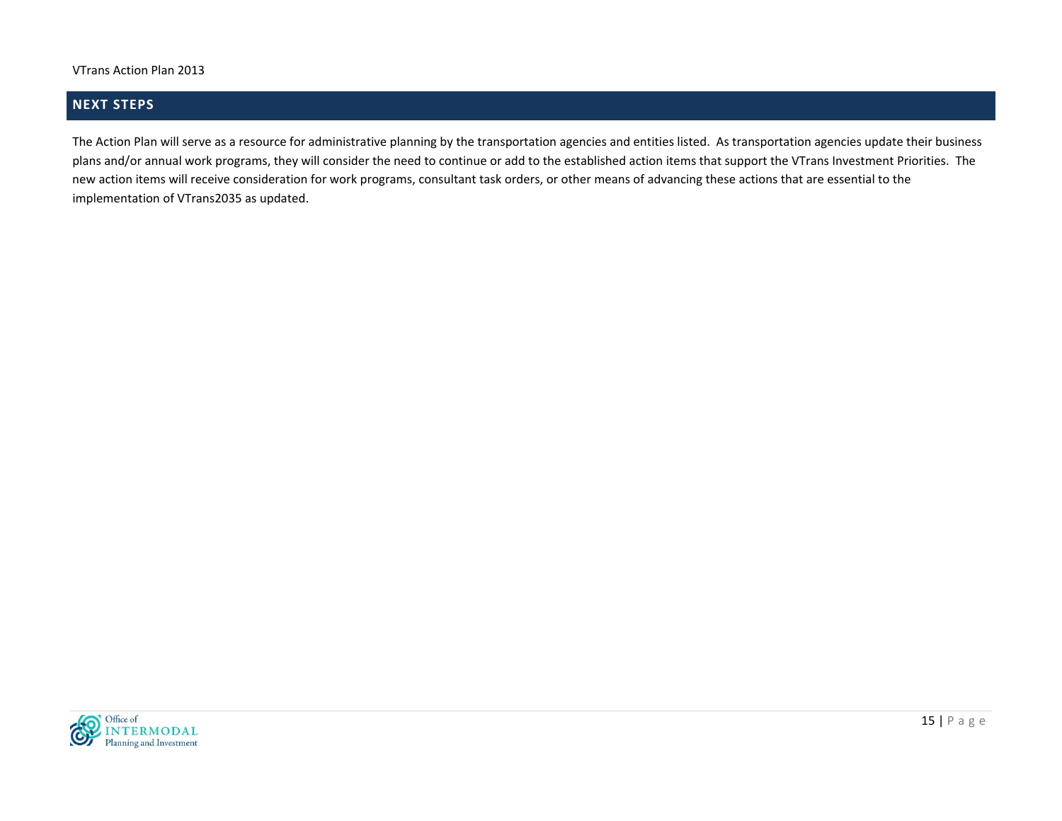## NEXT STEPS

The Action Plan will serve as a resource for administrative planning by the transportation agencies and entities listed. As transportation agencies update their business plans and/or annual work programs, they will consider the need to continue or add to the established action items that support the VTrans Investment Priorities. The new action items will receive consideration for work programs, consultant task orders, or other means of advancing these actions that are essential to the implementation of VTrans2035 as updated.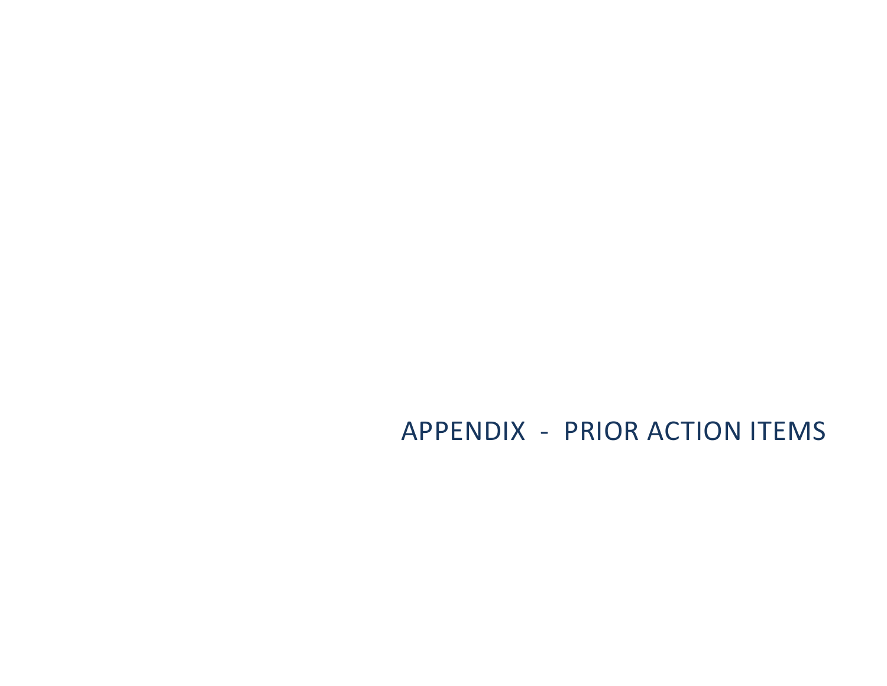# APPENDIX - PRIOR ACTION ITEMS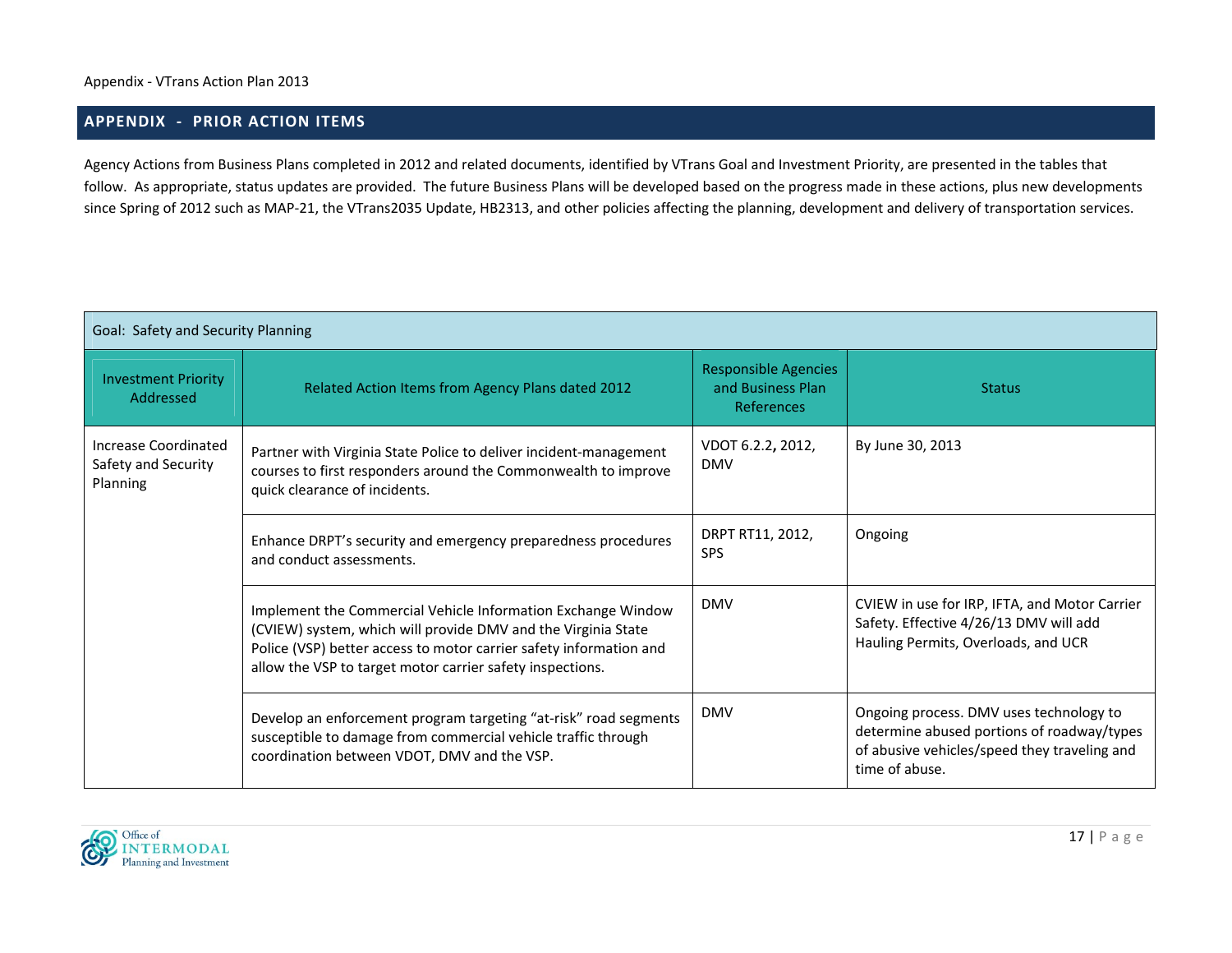## APPENDIX - PRIOR ACTION ITEMS

Agency Actions from Business Plans completed in 2012 and related documents, identified by VTrans Goal and Investment Priority, are presented in the tables that follow. As appropriate, status updates are provided. The future Business Plans will be developed based on the progress made in these actions, plus new developments since Spring of 2012 such as MAP-21, the VTrans2035 Update, HB2313, and other policies affecting the planning, development and delivery of transportation services.

| Goal: Safety and Security Planning | | | |
|---|---|---|---|
| Investment Priority Addressed | Related Action Items from Agency Plans dated 2012 | Responsible Agencies and Business Plan References | Status |
| Increase Coordinated Safety and Security Planning | Partner with Virginia State Police to deliver incident-management courses to first responders around the Commonwealth to improve quick clearance of incidents. | VDOT 6.2.2**,** 2012, DMV | By June 30, 2013 |
| | Enhance DRPT's security and emergency preparedness procedures and conduct assessments. | DRPT RT11, 2012, SPS | Ongoing |
| | Implement the Commercial Vehicle Information Exchange Window (CVIEW) system, which will provide DMV and the Virginia State Police (VSP) better access to motor carrier safety information and allow the VSP to target motor carrier safety inspections. | DMV | CVIEW in use for IRP, IFTA, and Motor Carrier Safety. Effective 4/26/13 DMV will add Hauling Permits, Overloads, and UCR |
| | Develop an enforcement program targeting "at-risk" road segments susceptible to damage from commercial vehicle traffic through coordination between VDOT, DMV and the VSP. | DMV | Ongoing process. DMV uses technology to determine abused portions of roadway/types of abusive vehicles/speed they traveling and time of abuse. |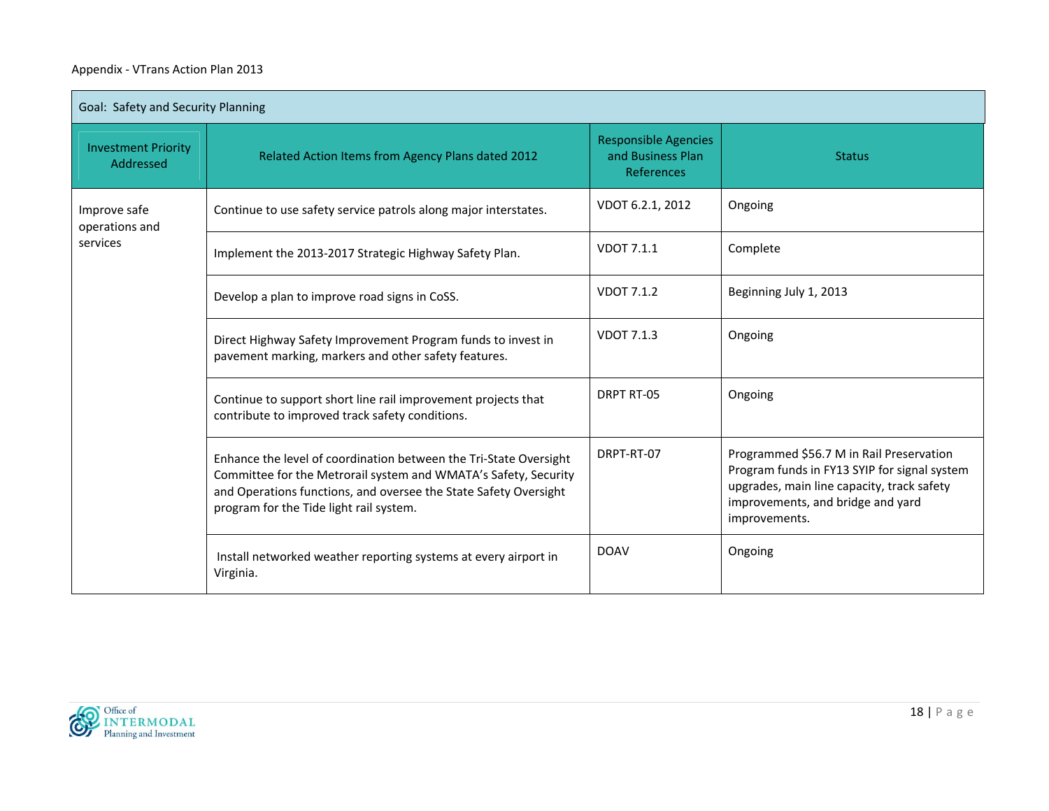Appendix - VTrans Action Plan 2013

| Goal: Safety and Security Planning | | | |
|---|---|---|---|
| Investment Priority Addressed | Related Action Items from Agency Plans dated 2012 | Responsible Agencies and Business Plan References | Status |
| Improve safe operations and services | Continue to use safety service patrols along major interstates. | VDOT 6.2.1, 2012 | Ongoing |
| | Implement the 2013-2017 Strategic Highway Safety Plan. | VDOT 7.1.1 | Complete |
| | Develop a plan to improve road signs in CoSS. | VDOT 7.1.2 | Beginning July 1, 2013 |
| | Direct Highway Safety Improvement Program funds to invest in pavement marking, markers and other safety features. | VDOT 7.1.3 | Ongoing |
| | Continue to support short line rail improvement projects that contribute to improved track safety conditions. | DRPT RT-05 | Ongoing |
| | Enhance the level of coordination between the Tri-State Oversight Committee for the Metrorail system and WMATA's Safety, Security and Operations functions, and oversee the State Safety Oversight program for the Tide light rail system. | DRPT-RT-07 | Programmed $56.7 M in Rail Preservation Program funds in FY13 SYIP for signal system upgrades, main line capacity, track safety improvements, and bridge and yard improvements. |
| | Install networked weather reporting systems at every airport in Virginia. | DOAV | Ongoing |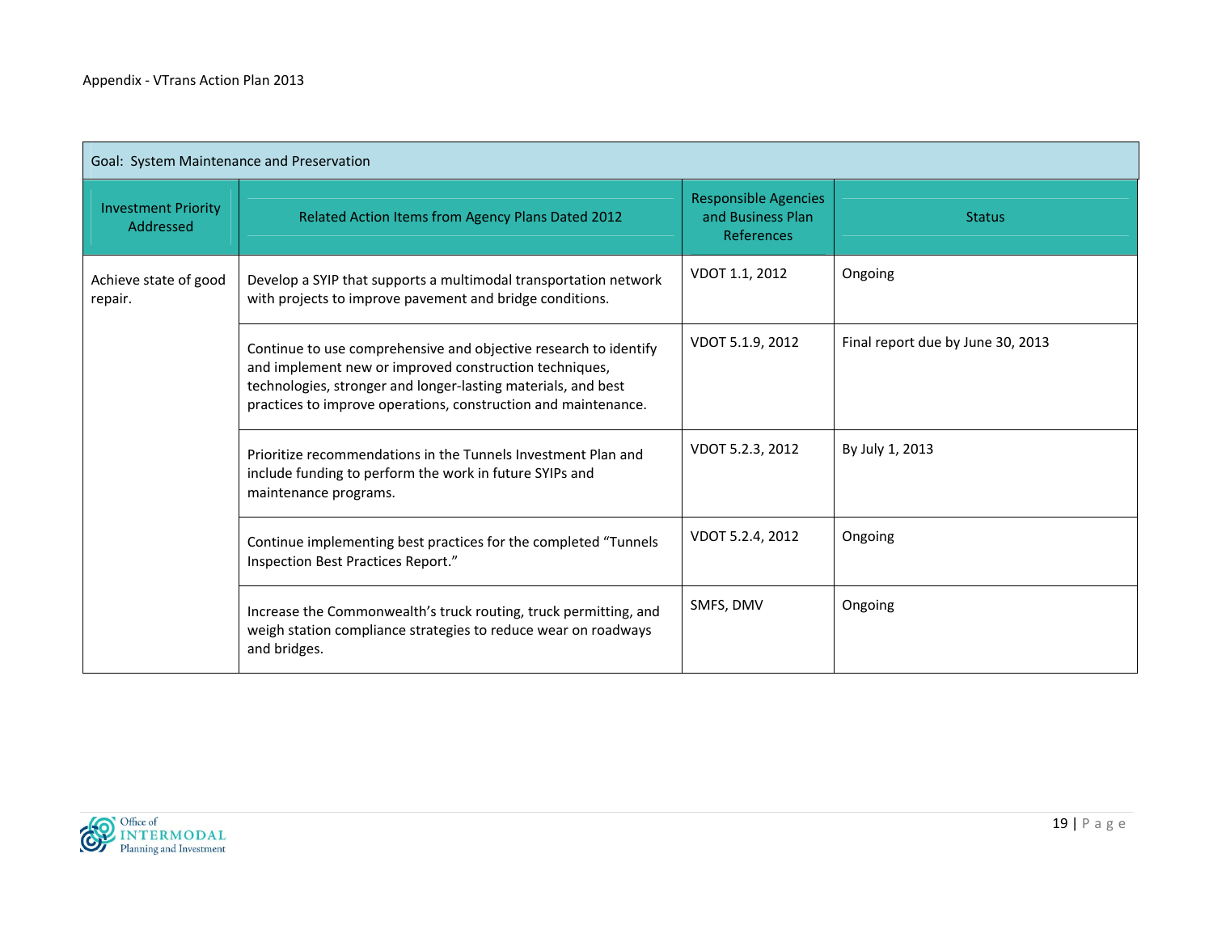| Goal: System Maintenance and Preservation | | | |
|---|---|---|---|
| Investment Priority Addressed | Related Action Items from Agency Plans Dated 2012 | Responsible Agencies and Business Plan References | Status |
| Achieve state of good repair. | Develop a SYIP that supports a multimodal transportation network with projects to improve pavement and bridge conditions. | VDOT 1.1, 2012 | Ongoing |
| | Continue to use comprehensive and objective research to identify and implement new or improved construction techniques, technologies, stronger and longer-lasting materials, and best practices to improve operations, construction and maintenance. | VDOT 5.1.9, 2012 | Final report due by June 30, 2013 |
| | Prioritize recommendations in the Tunnels Investment Plan and include funding to perform the work in future SYIPs and maintenance programs. | VDOT 5.2.3, 2012 | By July 1, 2013 |
| | Continue implementing best practices for the completed "Tunnels Inspection Best Practices Report." | VDOT 5.2.4, 2012 | Ongoing |
| | Increase the Commonwealth's truck routing, truck permitting, and weigh station compliance strategies to reduce wear on roadways and bridges. | SMFS, DMV | Ongoing |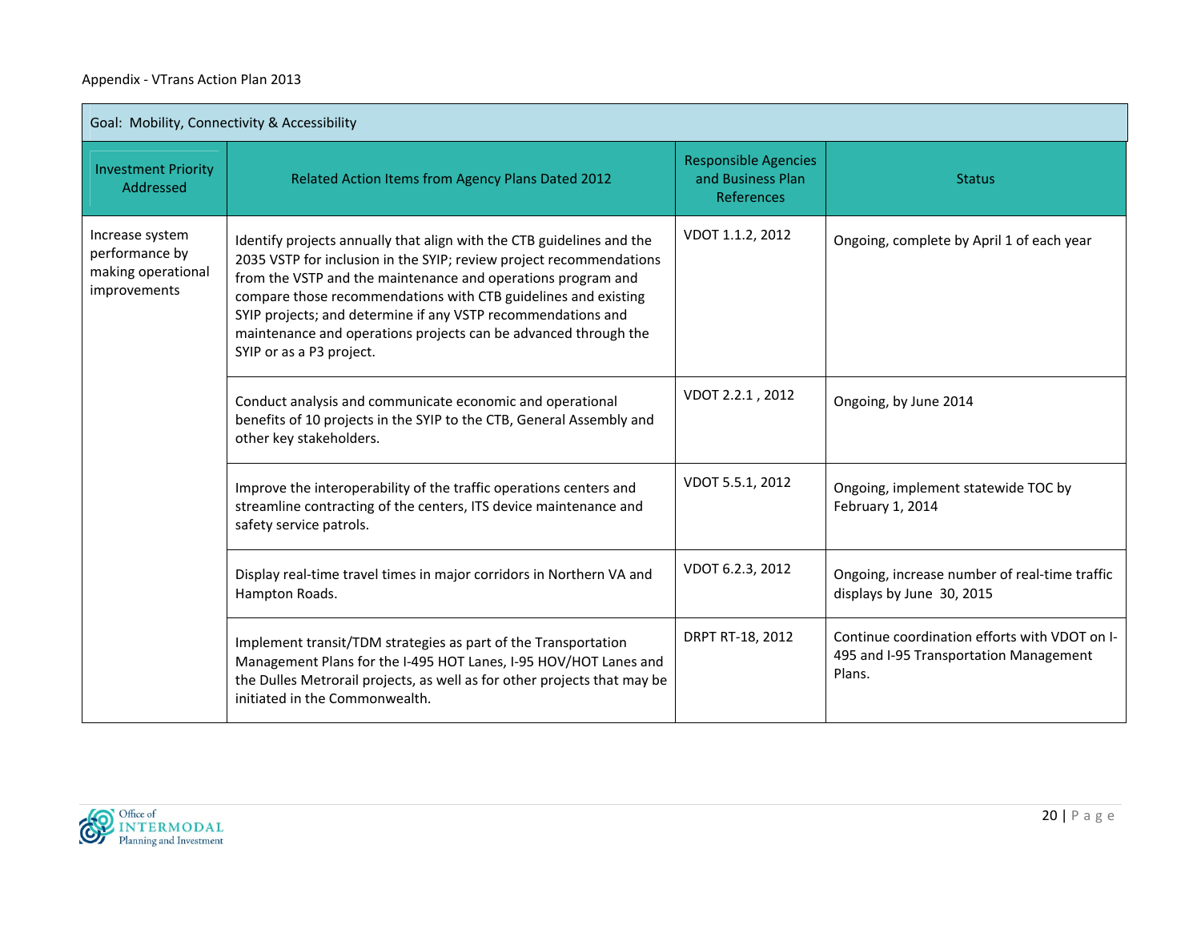Appendix - VTrans Action Plan 2013

| Goal: Mobility, Connectivity & Accessibility | | | |
|---|---|---|---|
| **Investment Priority Addressed** | **Related Action Items from Agency Plans Dated 2012** | **Responsible Agencies and Business Plan References** | **Status** |
| Increase system performance by making operational improvements | Identify projects annually that align with the CTB guidelines and the 2035 VSTP for inclusion in the SYIP; review project recommendations from the VSTP and the maintenance and operations program and compare those recommendations with CTB guidelines and existing SYIP projects; and determine if any VSTP recommendations and maintenance and operations projects can be advanced through the SYIP or as a P3 project. | VDOT 1.1.2, 2012 | Ongoing, complete by April 1 of each year |
| | Conduct analysis and communicate economic and operational benefits of 10 projects in the SYIP to the CTB, General Assembly and other key stakeholders. | VDOT 2.2.1 , 2012 | Ongoing, by June 2014 |
| | Improve the interoperability of the traffic operations centers and streamline contracting of the centers, ITS device maintenance and safety service patrols. | VDOT 5.5.1, 2012 | Ongoing, implement statewide TOC by February 1, 2014 |
| | Display real-time travel times in major corridors in Northern VA and Hampton Roads. | VDOT 6.2.3, 2012 | Ongoing, increase number of real-time traffic displays by June 30, 2015 |
| | Implement transit/TDM strategies as part of the Transportation Management Plans for the I-495 HOT Lanes, I-95 HOV/HOT Lanes and the Dulles Metrorail projects, as well as for other projects that may be initiated in the Commonwealth. | DRPT RT-18, 2012 | Continue coordination efforts with VDOT on I-495 and I-95 Transportation Management Plans. |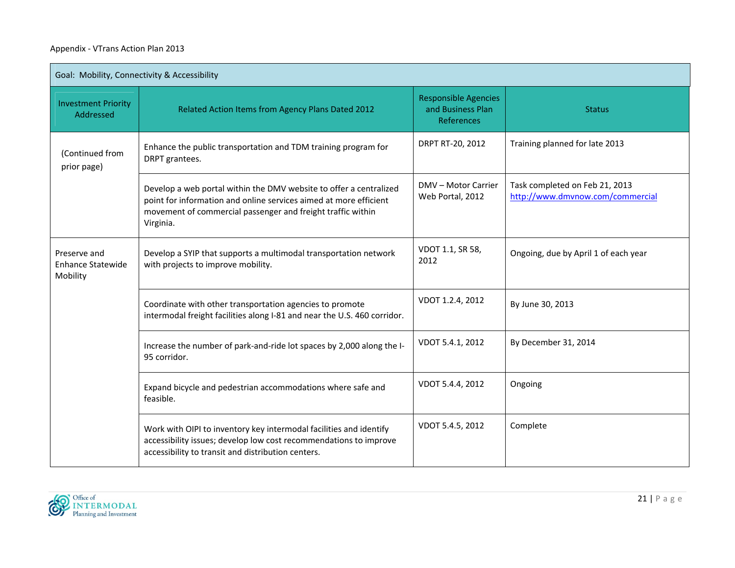Appendix - VTrans Action Plan 2013

| Goal: Mobility, Connectivity & Accessibility | | | |
|---|---|---|---|
| Investment Priority Addressed | Related Action Items from Agency Plans Dated 2012 | Responsible Agencies and Business Plan References | Status |
| (Continued from prior page) | Enhance the public transportation and TDM training program for DRPT grantees. | DRPT RT-20, 2012 | Training planned for late 2013 |
| | Develop a web portal within the DMV website to offer a centralized point for information and online services aimed at more efficient movement of commercial passenger and freight traffic within Virginia. | DMV – Motor Carrier Web Portal, 2012 | Task completed on Feb 21, 2013 http://www.dmvnow.com/commercial |
| Preserve and Enhance Statewide Mobility | Develop a SYIP that supports a multimodal transportation network with projects to improve mobility. | VDOT 1.1, SR 58, 2012 | Ongoing, due by April 1 of each year |
| | Coordinate with other transportation agencies to promote intermodal freight facilities along I-81 and near the U.S. 460 corridor. | VDOT 1.2.4, 2012 | By June 30, 2013 |
| | Increase the number of park-and-ride lot spaces by 2,000 along the I-95 corridor. | VDOT 5.4.1, 2012 | By December 31, 2014 |
| | Expand bicycle and pedestrian accommodations where safe and feasible. | VDOT 5.4.4, 2012 | Ongoing |
| | Work with OIPI to inventory key intermodal facilities and identify accessibility issues; develop low cost recommendations to improve accessibility to transit and distribution centers. | VDOT 5.4.5, 2012 | Complete |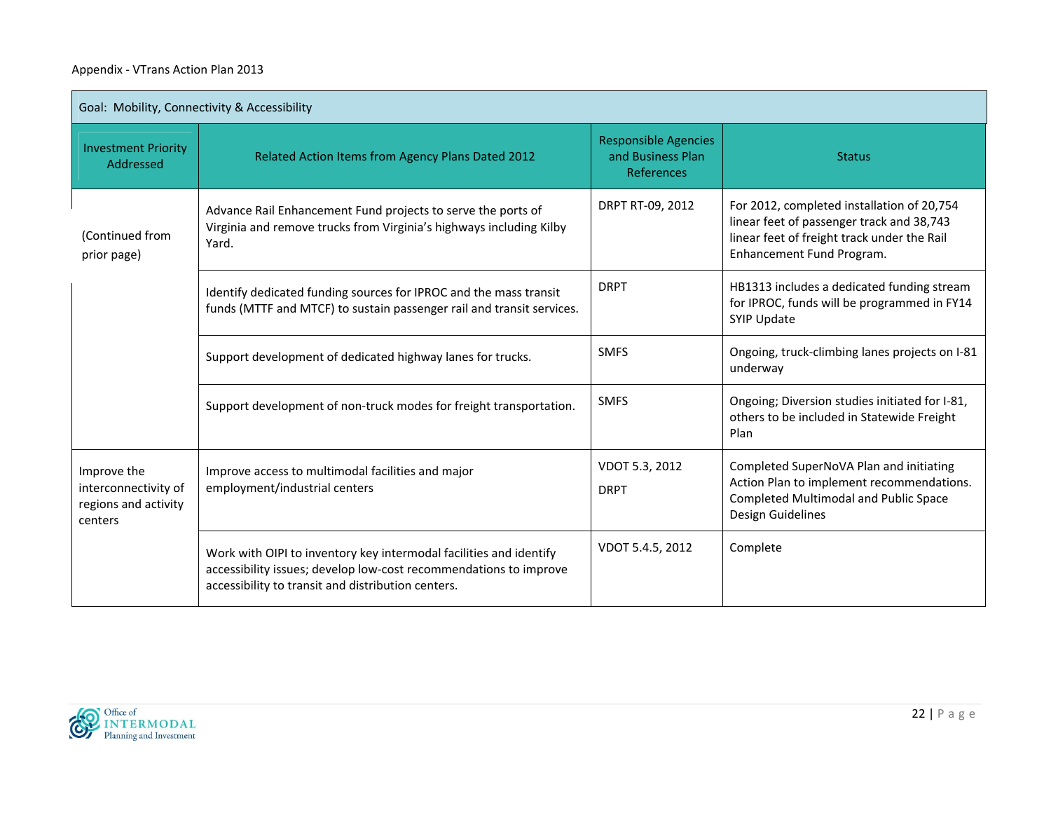Appendix - VTrans Action Plan 2013

| Goal: Mobility, Connectivity & Accessibility | | | |
|---|---|---|---|
| Investment Priority Addressed | Related Action Items from Agency Plans Dated 2012 | Responsible Agencies and Business Plan References | Status |
| (Continued from prior page) | Advance Rail Enhancement Fund projects to serve the ports of Virginia and remove trucks from Virginia's highways including Kilby Yard. | DRPT RT-09, 2012 | For 2012, completed installation of 20,754 linear feet of passenger track and 38,743 linear feet of freight track under the Rail Enhancement Fund Program. |
| | Identify dedicated funding sources for IPROC and the mass transit funds (MTTF and MTCF) to sustain passenger rail and transit services. | DRPT | HB1313 includes a dedicated funding stream for IPROC, funds will be programmed in FY14 SYIP Update |
| | Support development of dedicated highway lanes for trucks. | SMFS | Ongoing, truck-climbing lanes projects on I-81 underway |
| | Support development of non-truck modes for freight transportation. | SMFS | Ongoing; Diversion studies initiated for I-81, others to be included in Statewide Freight Plan |
| Improve the interconnectivity of regions and activity centers | Improve access to multimodal facilities and major employment/industrial centers | VDOT 5.3, 2012<br>DRPT | Completed SuperNoVA Plan and initiating Action Plan to implement recommendations. Completed Multimodal and Public Space Design Guidelines |
| | Work with OIPI to inventory key intermodal facilities and identify accessibility issues; develop low-cost recommendations to improve accessibility to transit and distribution centers. | VDOT 5.4.5, 2012 | Complete |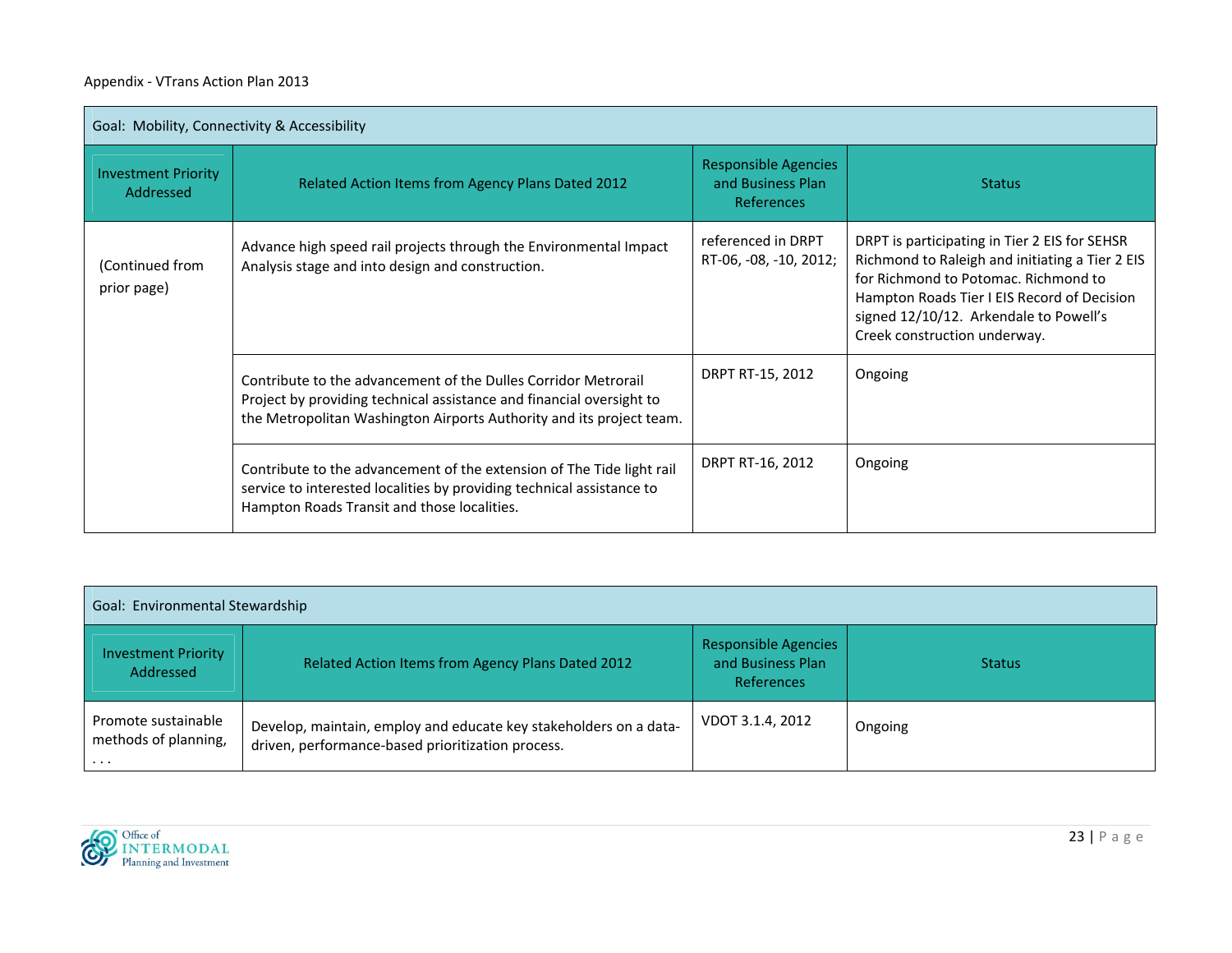Appendix - VTrans Action Plan 2013

| Goal: Mobility, Connectivity & Accessibility | | | |
|---|---|---|---|
| **Investment Priority Addressed** | **Related Action Items from Agency Plans Dated 2012** | **Responsible Agencies and Business Plan References** | **Status** |
| (Continued from prior page) | Advance high speed rail projects through the Environmental Impact Analysis stage and into design and construction. | referenced in DRPT RT-06, -08, -10, 2012; | DRPT is participating in Tier 2 EIS for SEHSR Richmond to Raleigh and initiating a Tier 2 EIS for Richmond to Potomac. Richmond to Hampton Roads Tier I EIS Record of Decision signed 12/10/12. Arkendale to Powell's Creek construction underway. |
| | Contribute to the advancement of the Dulles Corridor Metrorail Project by providing technical assistance and financial oversight to the Metropolitan Washington Airports Authority and its project team. | DRPT RT-15, 2012 | Ongoing |
| | Contribute to the advancement of the extension of The Tide light rail service to interested localities by providing technical assistance to Hampton Roads Transit and those localities. | DRPT RT-16, 2012 | Ongoing |

| Goal: Environmental Stewardship | | | |
|---|---|---|---|
| **Investment Priority Addressed** | **Related Action Items from Agency Plans Dated 2012** | **Responsible Agencies and Business Plan References** | **Status** |
| Promote sustainable methods of planning, . . . | Develop, maintain, employ and educate key stakeholders on a data-driven, performance-based prioritization process. | VDOT 3.1.4, 2012 | Ongoing |

Office of INTERMODAL Planning and Investment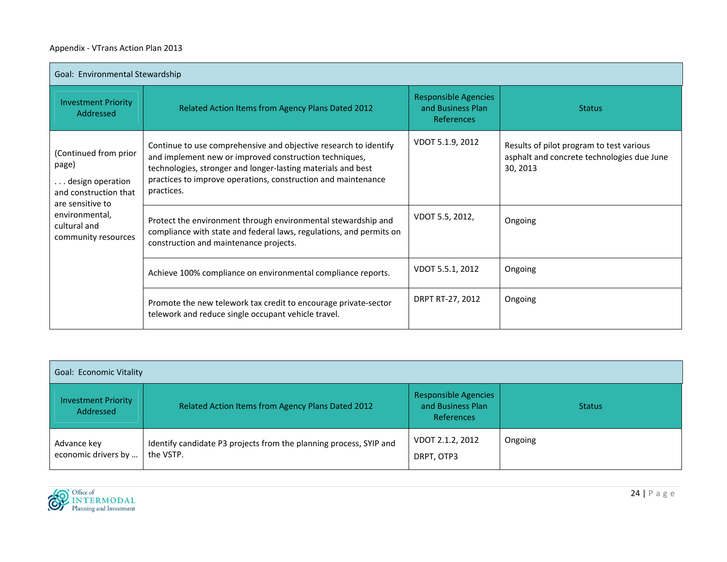Appendix - VTrans Action Plan 2013

| Goal: Environmental Stewardship | | | |
|---|---|---|---|
| Investment Priority Addressed | Related Action Items from Agency Plans Dated 2012 | Responsible Agencies and Business Plan References | Status |
| (Continued from prior page) . . . design operation and construction that are sensitive to environmental, cultural and community resources | Continue to use comprehensive and objective research to identify and implement new or improved construction techniques, technologies, stronger and longer-lasting materials and best practices to improve operations, construction and maintenance practices. | VDOT 5.1.9, 2012 | Results of pilot program to test various asphalt and concrete technologies due June 30, 2013 |
| | Protect the environment through environmental stewardship and compliance with state and federal laws, regulations, and permits on construction and maintenance projects. | VDOT 5.5, 2012, | Ongoing |
| | Achieve 100% compliance on environmental compliance reports. | VDOT 5.5.1, 2012 | Ongoing |
| | Promote the new telework tax credit to encourage private-sector telework and reduce single occupant vehicle travel. | DRPT RT-27, 2012 | Ongoing |

| Goal: Economic Vitality | | | |
|---|---|---|---|
| Investment Priority Addressed | Related Action Items from Agency Plans Dated 2012 | Responsible Agencies and Business Plan References | Status |
| Advance key economic drivers by … | Identify candidate P3 projects from the planning process, SYIP and the VSTP. | VDOT 2.1.2, 2012<br>DRPT, OTP3 | Ongoing |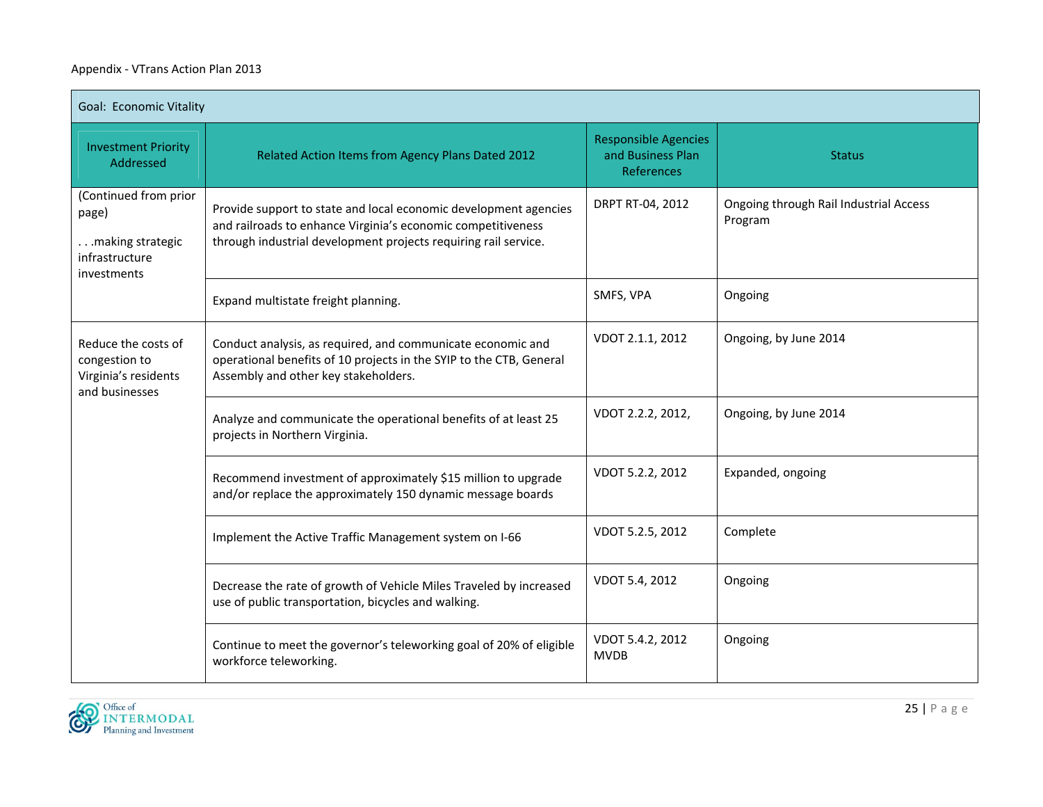Appendix - VTrans Action Plan 2013

| Goal: Economic Vitality | | | |
|---|---|---|---|
| Investment Priority Addressed | Related Action Items from Agency Plans Dated 2012 | Responsible Agencies and Business Plan References | Status |
| (Continued from prior page)<br><br>. . .making strategic infrastructure investments | Provide support to state and local economic development agencies and railroads to enhance Virginia's economic competitiveness through industrial development projects requiring rail service. | DRPT RT-04, 2012 | Ongoing through Rail Industrial Access Program |
| | Expand multistate freight planning. | SMFS, VPA | Ongoing |
| Reduce the costs of congestion to Virginia's residents and businesses | Conduct analysis, as required, and communicate economic and operational benefits of 10 projects in the SYIP to the CTB, General Assembly and other key stakeholders. | VDOT 2.1.1, 2012 | Ongoing, by June 2014 |
| | Analyze and communicate the operational benefits of at least 25 projects in Northern Virginia. | VDOT 2.2.2, 2012, | Ongoing, by June 2014 |
| | Recommend investment of approximately $15 million to upgrade and/or replace the approximately 150 dynamic message boards | VDOT 5.2.2, 2012 | Expanded, ongoing |
| | Implement the Active Traffic Management system on I-66 | VDOT 5.2.5, 2012 | Complete |
| | Decrease the rate of growth of Vehicle Miles Traveled by increased use of public transportation, bicycles and walking. | VDOT 5.4, 2012 | Ongoing |
| | Continue to meet the governor's teleworking goal of 20% of eligible workforce teleworking. | VDOT 5.4.2, 2012<br>MVDB | Ongoing |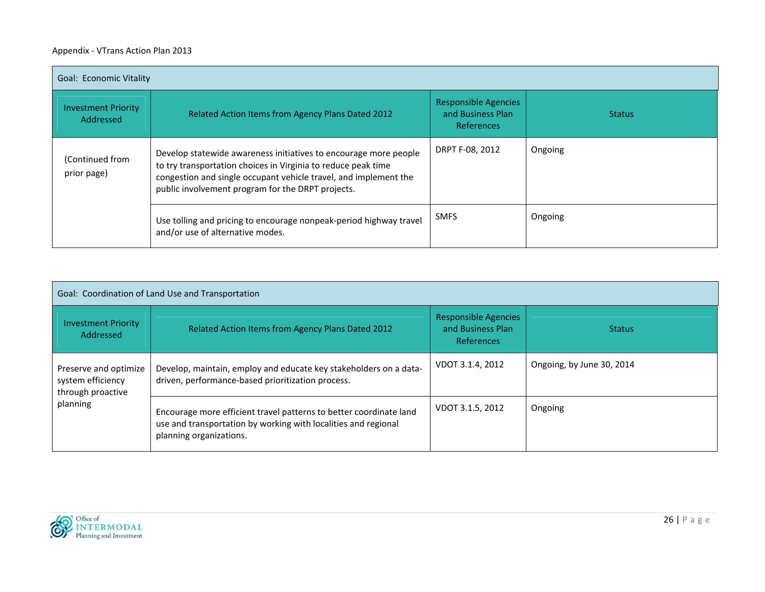Appendix - VTrans Action Plan 2013

| Goal: Economic Vitality | | | |
|---|---|---|---|
| **Investment Priority Addressed** | **Related Action Items from Agency Plans Dated 2012** | **Responsible Agencies and Business Plan References** | **Status** |
| (Continued from prior page) | Develop statewide awareness initiatives to encourage more people to try transportation choices in Virginia to reduce peak time congestion and single occupant vehicle travel, and implement the public involvement program for the DRPT projects. | DRPT F-08, 2012 | Ongoing |
| | Use tolling and pricing to encourage nonpeak-period highway travel and/or use of alternative modes. | SMFS | Ongoing |

| Goal: Coordination of Land Use and Transportation | | | |
|---|---|---|---|
| **Investment Priority Addressed** | **Related Action Items from Agency Plans Dated 2012** | **Responsible Agencies and Business Plan References** | **Status** |
| Preserve and optimize system efficiency through proactive planning | Develop, maintain, employ and educate key stakeholders on a data-driven, performance-based prioritization process. | VDOT 3.1.4, 2012 | Ongoing, by June 30, 2014 |
| | Encourage more efficient travel patterns to better coordinate land use and transportation by working with localities and regional planning organizations. | VDOT 3.1.5, 2012 | Ongoing |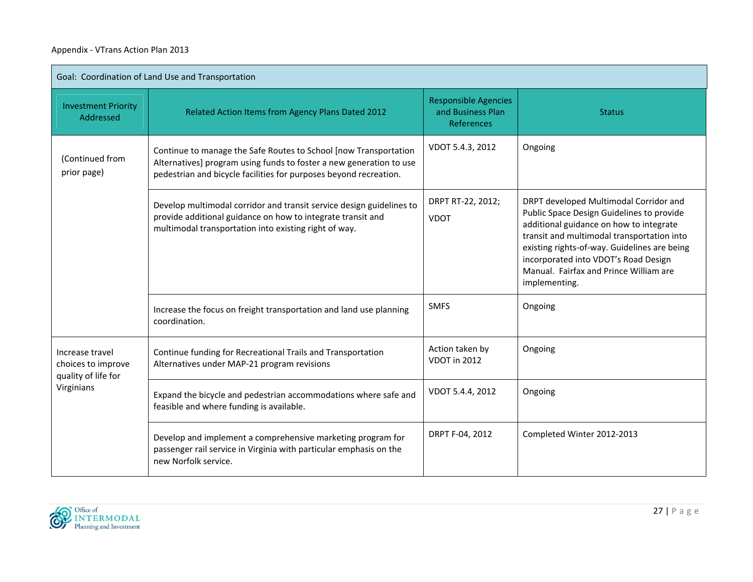Appendix - VTrans Action Plan 2013

| Goal: Coordination of Land Use and Transportation | | | |
|---|---|---|---|
| Investment Priority Addressed | Related Action Items from Agency Plans Dated 2012 | Responsible Agencies and Business Plan References | Status |
| (Continued from prior page) | Continue to manage the Safe Routes to School [now Transportation Alternatives] program using funds to foster a new generation to use pedestrian and bicycle facilities for purposes beyond recreation. | VDOT 5.4.3, 2012 | Ongoing |
| | Develop multimodal corridor and transit service design guidelines to provide additional guidance on how to integrate transit and multimodal transportation into existing right of way. | DRPT RT-22, 2012; VDOT | DRPT developed Multimodal Corridor and Public Space Design Guidelines to provide additional guidance on how to integrate transit and multimodal transportation into existing rights-of-way. Guidelines are being incorporated into VDOT's Road Design Manual. Fairfax and Prince William are implementing. |
| | Increase the focus on freight transportation and land use planning coordination. | SMFS | Ongoing |
| Increase travel choices to improve quality of life for Virginians | Continue funding for Recreational Trails and Transportation Alternatives under MAP-21 program revisions | Action taken by VDOT in 2012 | Ongoing |
| | Expand the bicycle and pedestrian accommodations where safe and feasible and where funding is available. | VDOT 5.4.4, 2012 | Ongoing |
| | Develop and implement a comprehensive marketing program for passenger rail service in Virginia with particular emphasis on the new Norfolk service. | DRPT F-04, 2012 | Completed Winter 2012-2013 |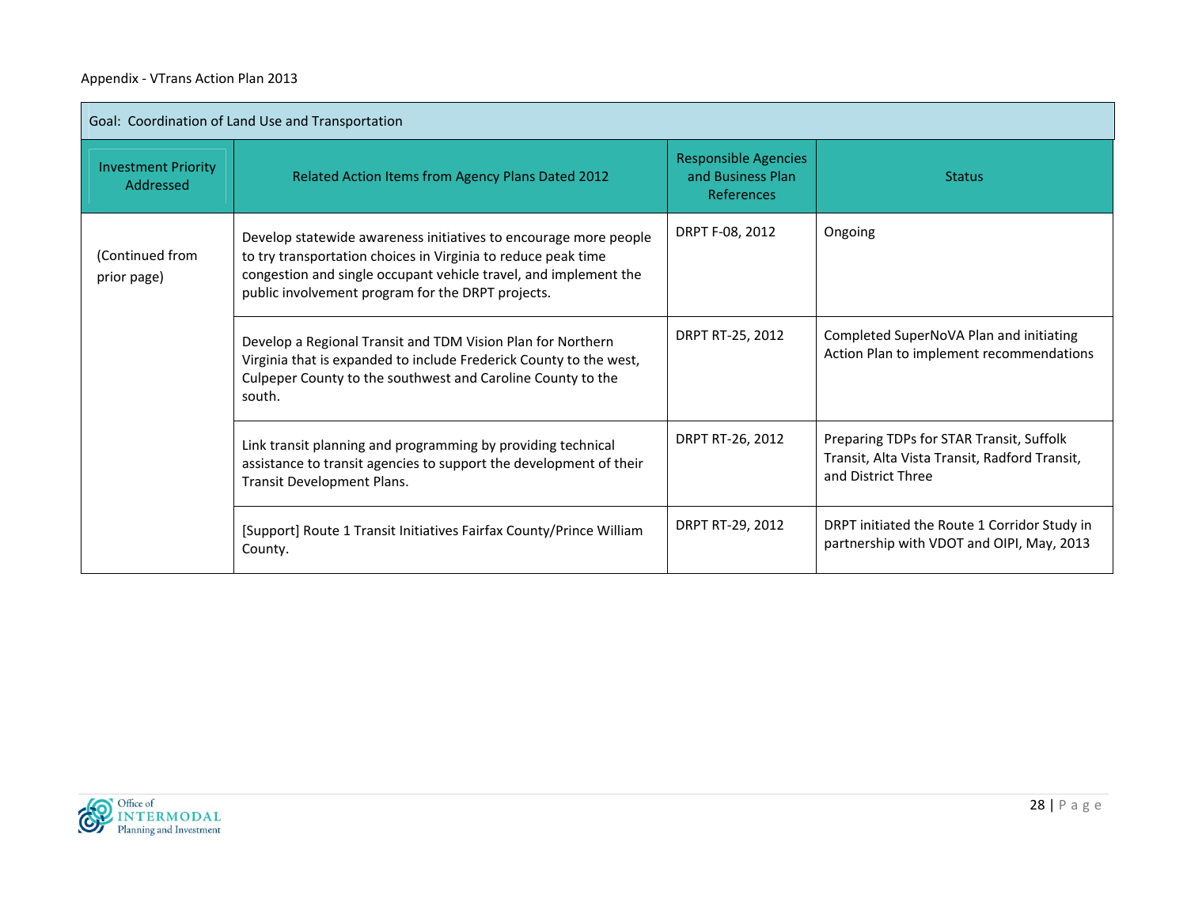Appendix - VTrans Action Plan 2013

| Goal: Coordination of Land Use and Transportation | | | |
|---|---|---|---|
| Investment Priority Addressed | Related Action Items from Agency Plans Dated 2012 | Responsible Agencies and Business Plan References | Status |
| (Continued from prior page) | Develop statewide awareness initiatives to encourage more people to try transportation choices in Virginia to reduce peak time congestion and single occupant vehicle travel, and implement the public involvement program for the DRPT projects. | DRPT F-08, 2012 | Ongoing |
| | Develop a Regional Transit and TDM Vision Plan for Northern Virginia that is expanded to include Frederick County to the west, Culpeper County to the southwest and Caroline County to the south. | DRPT RT-25, 2012 | Completed SuperNoVA Plan and initiating Action Plan to implement recommendations |
| | Link transit planning and programming by providing technical assistance to transit agencies to support the development of their Transit Development Plans. | DRPT RT-26, 2012 | Preparing TDPs for STAR Transit, Suffolk Transit, Alta Vista Transit, Radford Transit, and District Three |
| | [Support] Route 1 Transit Initiatives Fairfax County/Prince William County. | DRPT RT-29, 2012 | DRPT initiated the Route 1 Corridor Study in partnership with VDOT and OIPI, May, 2013 |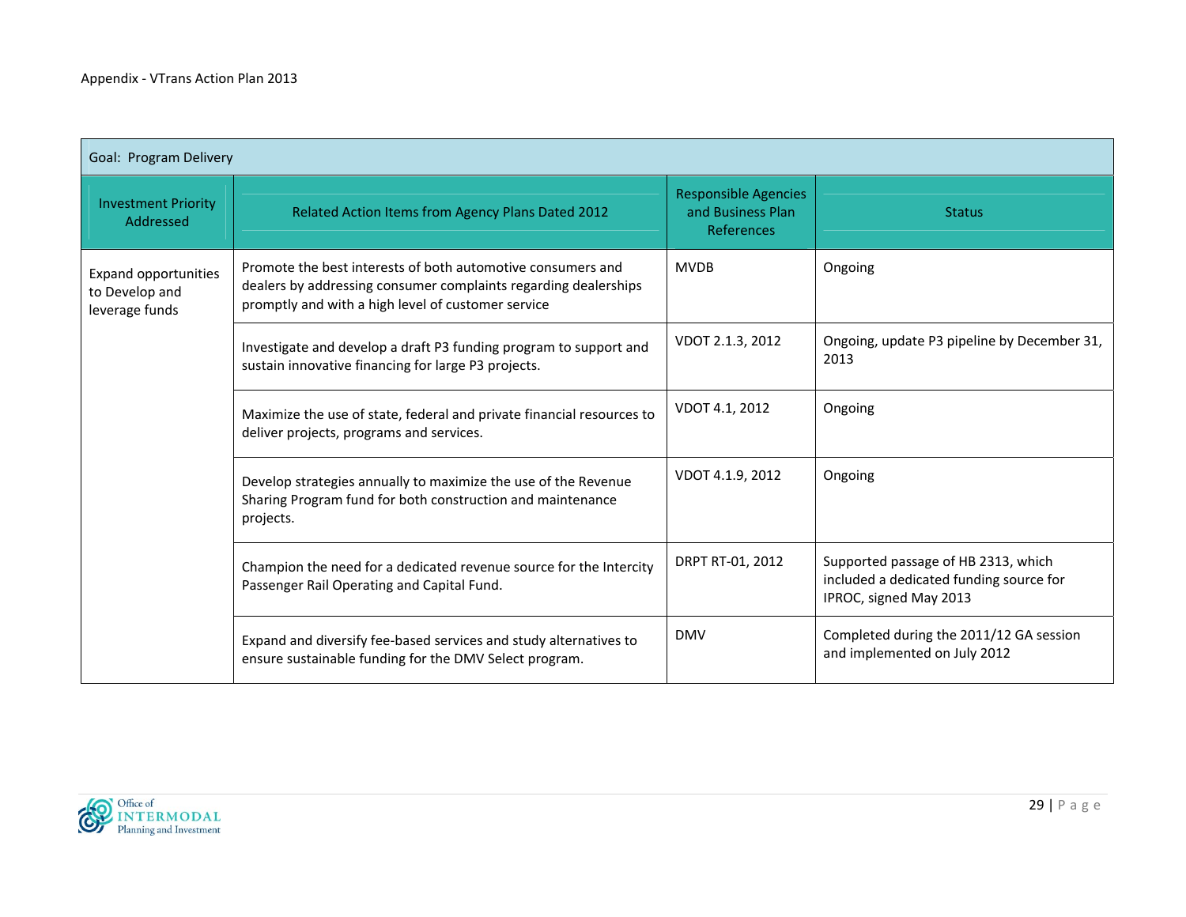Appendix - VTrans Action Plan 2013

| Goal: Program Delivery | | | |
|---|---|---|---|
| **Investment Priority Addressed** | **Related Action Items from Agency Plans Dated 2012** | **Responsible Agencies and Business Plan References** | **Status** |
| Expand opportunities to Develop and leverage funds | Promote the best interests of both automotive consumers and dealers by addressing consumer complaints regarding dealerships promptly and with a high level of customer service | MVDB | Ongoing |
| | Investigate and develop a draft P3 funding program to support and sustain innovative financing for large P3 projects. | VDOT 2.1.3, 2012 | Ongoing, update P3 pipeline by December 31, 2013 |
| | Maximize the use of state, federal and private financial resources to deliver projects, programs and services. | VDOT 4.1, 2012 | Ongoing |
| | Develop strategies annually to maximize the use of the Revenue Sharing Program fund for both construction and maintenance projects. | VDOT 4.1.9, 2012 | Ongoing |
| | Champion the need for a dedicated revenue source for the Intercity Passenger Rail Operating and Capital Fund. | DRPT RT-01, 2012 | Supported passage of HB 2313, which included a dedicated funding source for IPROC, signed May 2013 |
| | Expand and diversify fee-based services and study alternatives to ensure sustainable funding for the DMV Select program. | DMV | Completed during the 2011/12 GA session and implemented on July 2012 |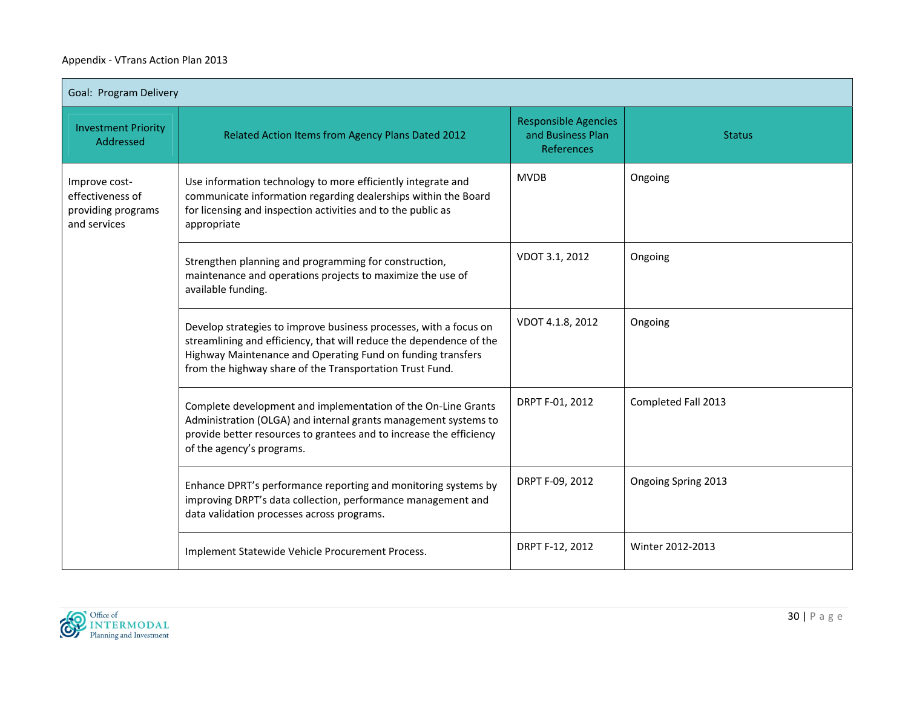Appendix - VTrans Action Plan 2013

| Goal: Program Delivery | | | |
|---|---|---|---|
| Investment Priority Addressed | Related Action Items from Agency Plans Dated 2012 | Responsible Agencies and Business Plan References | Status |
| Improve cost-effectiveness of providing programs and services | Use information technology to more efficiently integrate and communicate information regarding dealerships within the Board for licensing and inspection activities and to the public as appropriate | MVDB | Ongoing |
| | Strengthen planning and programming for construction, maintenance and operations projects to maximize the use of available funding. | VDOT 3.1, 2012 | Ongoing |
| | Develop strategies to improve business processes, with a focus on streamlining and efficiency, that will reduce the dependence of the Highway Maintenance and Operating Fund on funding transfers from the highway share of the Transportation Trust Fund. | VDOT 4.1.8, 2012 | Ongoing |
| | Complete development and implementation of the On-Line Grants Administration (OLGA) and internal grants management systems to provide better resources to grantees and to increase the efficiency of the agency's programs. | DRPT F-01, 2012 | Completed Fall 2013 |
| | Enhance DPRT's performance reporting and monitoring systems by improving DRPT's data collection, performance management and data validation processes across programs. | DRPT F-09, 2012 | Ongoing Spring 2013 |
| | Implement Statewide Vehicle Procurement Process. | DRPT F-12, 2012 | Winter 2012-2013 |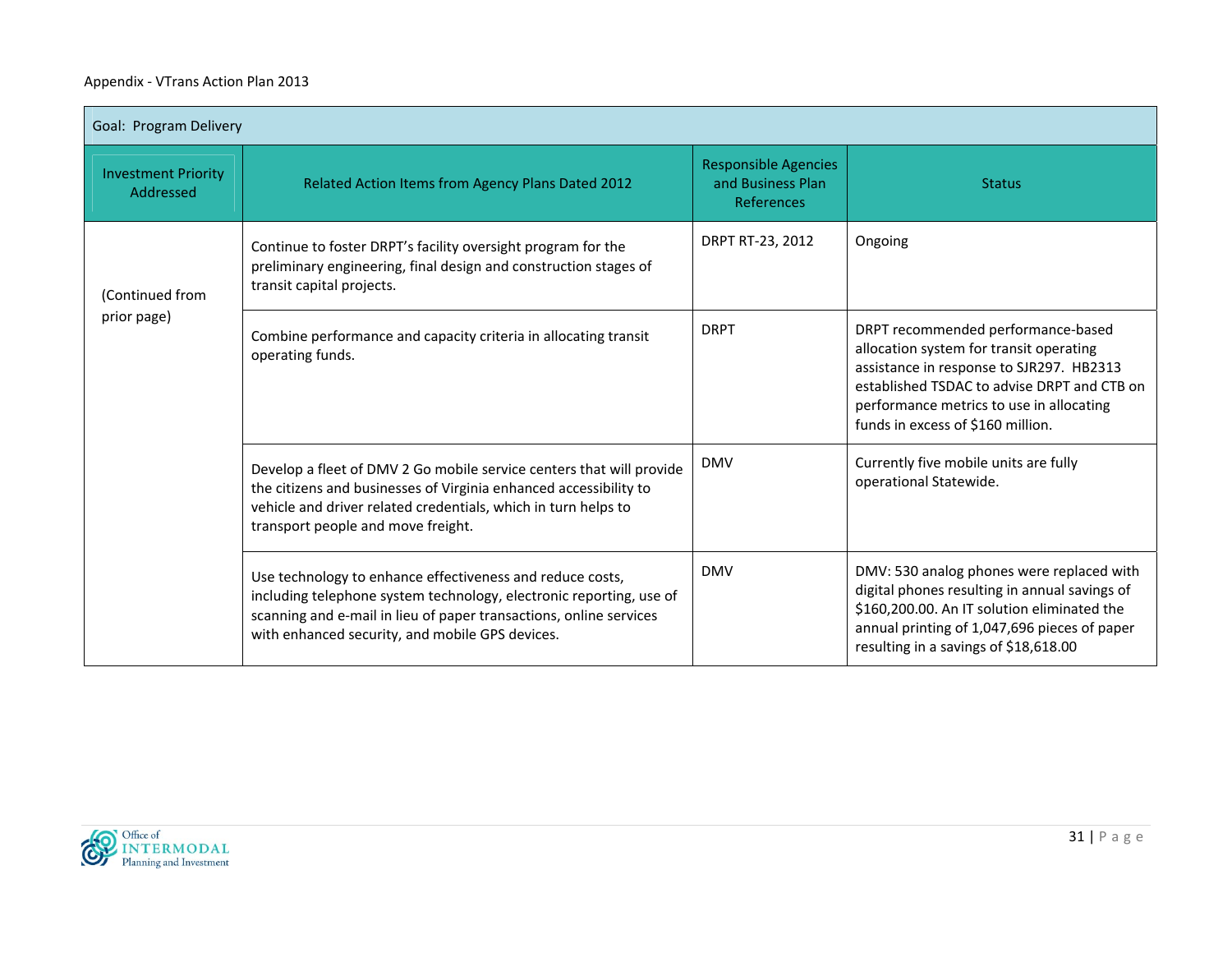Appendix - VTrans Action Plan 2013

| Goal: Program Delivery | | | |
|---|---|---|---|
| Investment Priority Addressed | Related Action Items from Agency Plans Dated 2012 | Responsible Agencies and Business Plan References | Status |
| (Continued from prior page) | Continue to foster DRPT's facility oversight program for the preliminary engineering, final design and construction stages of transit capital projects. | DRPT RT-23, 2012 | Ongoing |
| | Combine performance and capacity criteria in allocating transit operating funds. | DRPT | DRPT recommended performance-based allocation system for transit operating assistance in response to SJR297. HB2313 established TSDAC to advise DRPT and CTB on performance metrics to use in allocating funds in excess of $160 million. |
| | Develop a fleet of DMV 2 Go mobile service centers that will provide the citizens and businesses of Virginia enhanced accessibility to vehicle and driver related credentials, which in turn helps to transport people and move freight. | DMV | Currently five mobile units are fully operational Statewide. |
| | Use technology to enhance effectiveness and reduce costs, including telephone system technology, electronic reporting, use of scanning and e-mail in lieu of paper transactions, online services with enhanced security, and mobile GPS devices. | DMV | DMV: 530 analog phones were replaced with digital phones resulting in annual savings of $160,200.00. An IT solution eliminated the annual printing of 1,047,696 pieces of paper resulting in a savings of $18,618.00 |